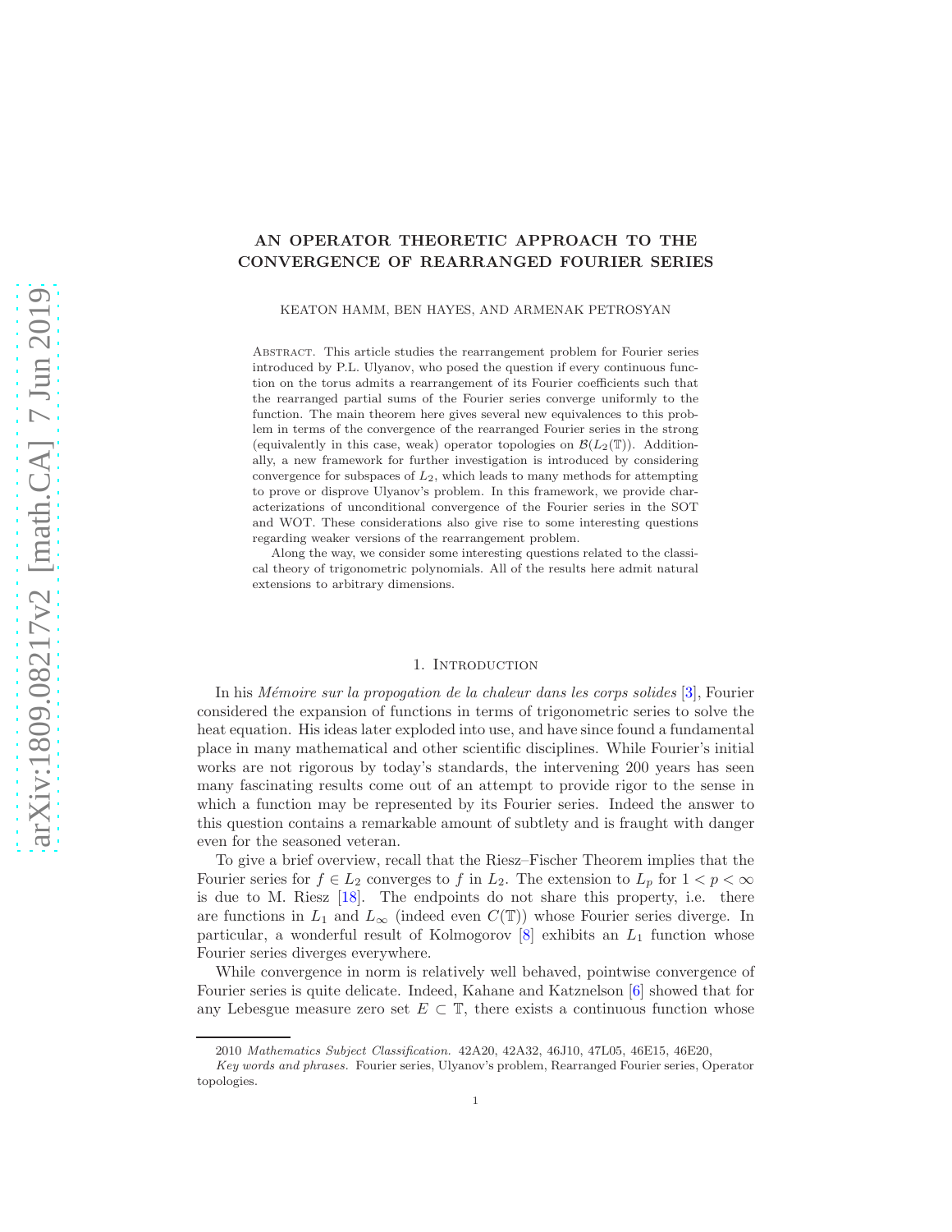# AN OPERATOR THEORETIC APPROACH TO THE CONVERGENCE OF REARRANGED FOURIER SERIES

KEATON HAMM, BEN HAYES, AND ARMENAK PETROSYAN

ABSTRACT. This article studies the rearrangement problem for Fourier series introduced by P.L. Ulyanov, who posed the question if every continuous function on the torus admits a rearrangement of its Fourier coefficients such that the rearranged partial sums of the Fourier series converge uniformly to the function. The main theorem here gives several new equivalences to this problem in terms of the convergence of the rearranged Fourier series in the strong (equivalently in this case, weak) operator topologies on $\mathcal{B}(L_2(\mathbb{T}))$. Additionally, a new framework for further investigation is introduced by considering convergence for subspaces of $L_2$, which leads to many methods for attempting to prove or disprove Ulyanov's problem. In this framework, we provide characterizations of unconditional convergence of the Fourier series in the SOT and WOT. These considerations also give rise to some interesting questions regarding weaker versions of the rearrangement problem.

Along the way, we consider some interesting questions related to the classical theory of trigonometric polynomials. All of the results here admit natural extensions to arbitrary dimensions.

## 1. Introduction

In his *Mémoire sur la propogation de la chaleur dans les corps solides* [3], Fourier considered the expansion of functions in terms of trigonometric series to solve the heat equation. His ideas later exploded into use, and have since found a fundamental place in many mathematical and other scientific disciplines. While Fourier's initial works are not rigorous by today's standards, the intervening 200 years has seen many fascinating results come out of an attempt to provide rigor to the sense in which a function may be represented by its Fourier series. Indeed the answer to this question contains a remarkable amount of subtlety and is fraught with danger even for the seasoned veteran.

To give a brief overview, recall that the Riesz–Fischer Theorem implies that the Fourier series for $f \in L_2$ converges to $f$ in $L_2$. The extension to $L_p$ for $1 < p < \infty$ is due to M. Riesz [18]. The endpoints do not share this property, i.e. there are functions in $L_1$ and $L_\infty$ (indeed even $C(\mathbb{T})$) whose Fourier series diverge. In particular, a wonderful result of Kolmogorov [8] exhibits an $L_1$ function whose Fourier series diverges everywhere.

While convergence in norm is relatively well behaved, pointwise convergence of Fourier series is quite delicate. Indeed, Kahane and Katznelson [6] showed that for any Lebesgue measure zero set $E \subset \mathbb{T}$, there exists a continuous function whose

2010 *Mathematics Subject Classification.* 42A20, 42A32, 46J10, 47L05, 46E15, 46E20,

*Key words and phrases.* Fourier series, Ulyanov's problem, Rearranged Fourier series, Operator topologies.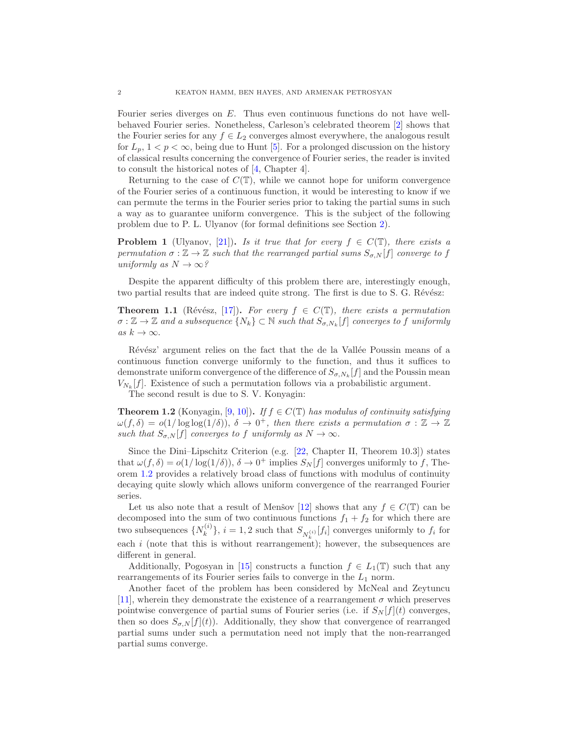Fourier series diverges on $E$. Thus even continuous functions do not have well-behaved Fourier series. Nonetheless, Carleson's celebrated theorem [2] shows that the Fourier series for any $f \in L_2$ converges almost everywhere, the analogous result for $L_p$, $1 < p < \infty$, being due to Hunt [5]. For a prolonged discussion on the history of classical results concerning the convergence of Fourier series, the reader is invited to consult the historical notes of [4, Chapter 4].

Returning to the case of $C(\mathbb{T})$, while we cannot hope for uniform convergence of the Fourier series of a continuous function, it would be interesting to know if we can permute the terms in the Fourier series prior to taking the partial sums in such a way as to guarantee uniform convergence. This is the subject of the following problem due to P. L. Ulyanov (for formal definitions see Section 2).

**Problem 1** (Ulyanov, [21]). *Is it true that for every $f \in C(\mathbb{T})$, there exists a permutation $\sigma : \mathbb{Z} \to \mathbb{Z}$ such that the rearranged partial sums $S_{\sigma,N}[f]$ converge to $f$ uniformly as $N \to \infty$?*

Despite the apparent difficulty of this problem there are, interestingly enough, two partial results that are indeed quite strong. The first is due to S. G. Révész:

**Theorem 1.1** (Révész, [17]). *For every $f \in C(\mathbb{T})$, there exists a permutation $\sigma : \mathbb{Z} \to \mathbb{Z}$ and a subsequence $\{N_k\} \subset \mathbb{N}$ such that $S_{\sigma,N_k}[f]$ converges to $f$ uniformly as $k \to \infty$.*

Révész' argument relies on the fact that the de la Vallée Poussin means of a continuous function converge uniformly to the function, and thus it suffices to demonstrate uniform convergence of the difference of $S_{\sigma,N_k}[f]$ and the Poussin mean $V_{N_k}[f]$. Existence of such a permutation follows via a probabilistic argument.

The second result is due to S. V. Konyagin:

**Theorem 1.2** (Konyagin, [9, 10]). *If $f \in C(\mathbb{T})$ has modulus of continuity satisfying $\omega(f, \delta) = o(1/\log\log(1/\delta))$, $\delta \to 0^+$, then there exists a permutation $\sigma : \mathbb{Z} \to \mathbb{Z}$ such that $S_{\sigma,N}[f]$ converges to $f$ uniformly as $N \to \infty$.*

Since the Dini–Lipschitz Criterion (e.g. [22, Chapter II, Theorem 10.3]) states that $\omega(f, \delta) = o(1/\log(1/\delta))$, $\delta \to 0^+$ implies $S_N[f]$ converges uniformly to $f$, Theorem 1.2 provides a relatively broad class of functions with modulus of continuity decaying quite slowly which allows uniform convergence of the rearranged Fourier series.

Let us also note that a result of Menšov [12] shows that any $f \in C(\mathbb{T})$ can be decomposed into the sum of two continuous functions $f_1 + f_2$ for which there are two subsequences $\{N_k^{(i)}\}$, $i = 1, 2$ such that $S_{N_k^{(i)}}[f_i]$ converges uniformly to $f_i$ for each $i$ (note that this is without rearrangement); however, the subsequences are different in general.

Additionally, Pogosyan in [15] constructs a function $f \in L_1(\mathbb{T})$ such that any rearrangements of its Fourier series fails to converge in the $L_1$ norm.

Another facet of the problem has been considered by McNeal and Zeytuncu [11], wherein they demonstrate the existence of a rearrangement $\sigma$ which preserves pointwise convergence of partial sums of Fourier series (i.e. if $S_N[f](t)$ converges, then so does $S_{\sigma,N}[f](t)$). Additionally, they show that convergence of rearranged partial sums under such a permutation need not imply that the non-rearranged partial sums converge.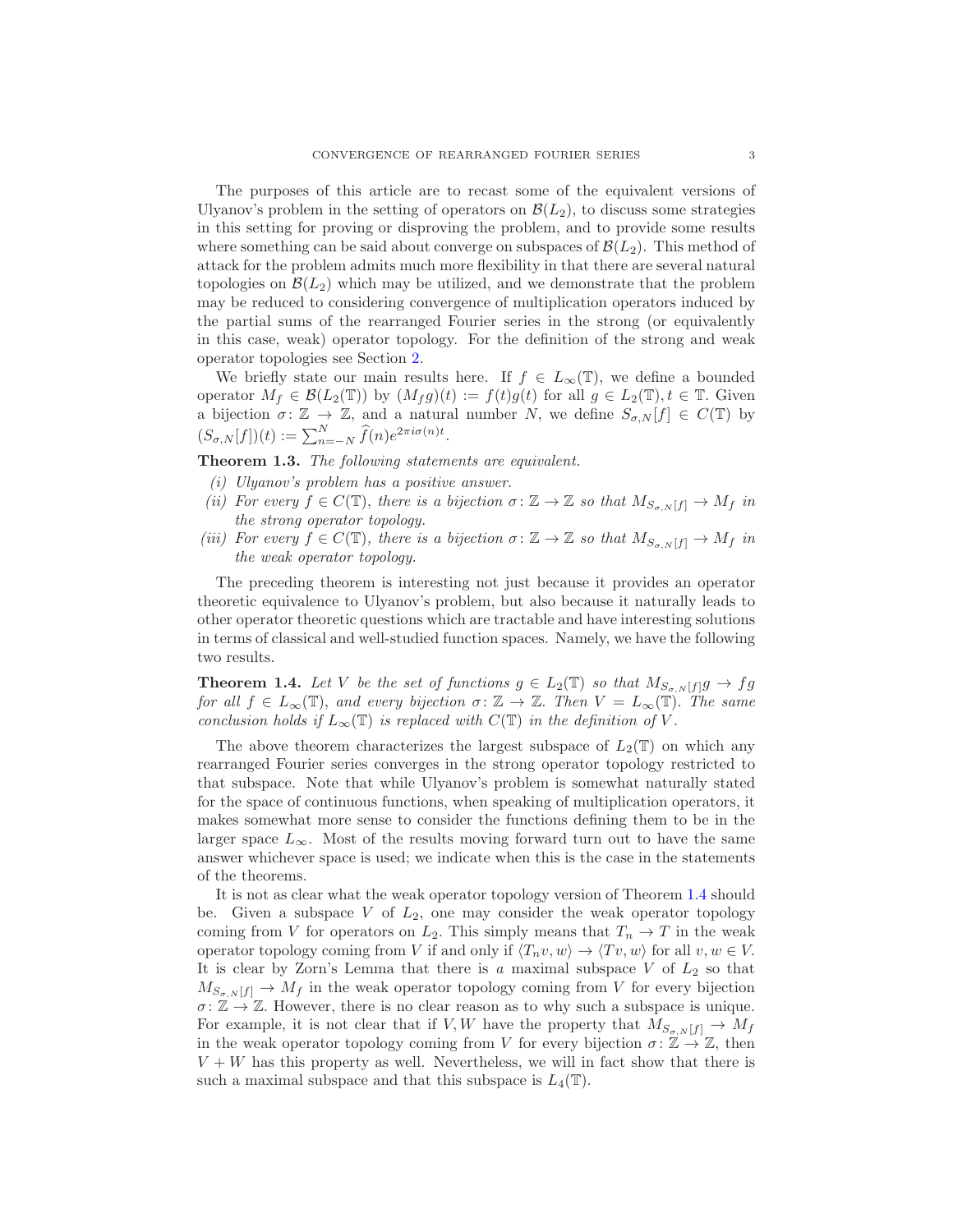The purposes of this article are to recast some of the equivalent versions of Ulyanov's problem in the setting of operators on $\mathcal{B}(L_2)$, to discuss some strategies in this setting for proving or disproving the problem, and to provide some results where something can be said about converge on subspaces of $\mathcal{B}(L_2)$. This method of attack for the problem admits much more flexibility in that there are several natural topologies on $\mathcal{B}(L_2)$ which may be utilized, and we demonstrate that the problem may be reduced to considering convergence of multiplication operators induced by the partial sums of the rearranged Fourier series in the strong (or equivalently in this case, weak) operator topology. For the definition of the strong and weak operator topologies see Section 2.

We briefly state our main results here. If $f \in L_\infty(\mathbb{T})$, we define a bounded operator $M_f \in \mathcal{B}(L_2(\mathbb{T}))$ by $(M_f g)(t) := f(t)g(t)$ for all $g \in L_2(\mathbb{T}), t \in \mathbb{T}$. Given a bijection $\sigma\colon \mathbb{Z} \to \mathbb{Z}$, and a natural number $N$, we define $S_{\sigma,N}[f] \in C(\mathbb{T})$ by $(S_{\sigma,N}[f])(t) := \sum_{n=-N}^{N} \widehat{f}(n)e^{2\pi i \sigma(n)t}$.

**Theorem 1.3.** *The following statements are equivalent.*

*(i) Ulyanov's problem has a positive answer.*

*(ii) For every $f \in C(\mathbb{T})$, there is a bijection $\sigma\colon \mathbb{Z} \to \mathbb{Z}$ so that $M_{S_{\sigma,N}[f]} \to M_f$ in the strong operator topology.*

*(iii) For every $f \in C(\mathbb{T})$, there is a bijection $\sigma\colon \mathbb{Z} \to \mathbb{Z}$ so that $M_{S_{\sigma,N}[f]} \to M_f$ in the weak operator topology.*

The preceding theorem is interesting not just because it provides an operator theoretic equivalence to Ulyanov's problem, but also because it naturally leads to other operator theoretic questions which are tractable and have interesting solutions in terms of classical and well-studied function spaces. Namely, we have the following two results.

**Theorem 1.4.** *Let $V$ be the set of functions $g \in L_2(\mathbb{T})$ so that $M_{S_{\sigma,N}[f]}g \to fg$ for all $f \in L_\infty(\mathbb{T})$, and every bijection $\sigma\colon \mathbb{Z} \to \mathbb{Z}$. Then $V = L_\infty(\mathbb{T})$. The same conclusion holds if $L_\infty(\mathbb{T})$ is replaced with $C(\mathbb{T})$ in the definition of $V$.*

The above theorem characterizes the largest subspace of $L_2(\mathbb{T})$ on which any rearranged Fourier series converges in the strong operator topology restricted to that subspace. Note that while Ulyanov's problem is somewhat naturally stated for the space of continuous functions, when speaking of multiplication operators, it makes somewhat more sense to consider the functions defining them to be in the larger space $L_\infty$. Most of the results moving forward turn out to have the same answer whichever space is used; we indicate when this is the case in the statements of the theorems.

It is not as clear what the weak operator topology version of Theorem 1.4 should be. Given a subspace $V$ of $L_2$, one may consider the weak operator topology coming from $V$ for operators on $L_2$. This simply means that $T_n \to T$ in the weak operator topology coming from $V$ if and only if $\langle T_n v, w\rangle \to \langle Tv, w\rangle$ for all $v, w \in V$. It is clear by Zorn's Lemma that there is *a* maximal subspace $V$ of $L_2$ so that $M_{S_{\sigma,N}[f]} \to M_f$ in the weak operator topology coming from $V$ for every bijection $\sigma\colon \mathbb{Z} \to \mathbb{Z}$. However, there is no clear reason as to why such a subspace is unique. For example, it is not clear that if $V, W$ have the property that $M_{S_{\sigma,N}[f]} \to M_f$ in the weak operator topology coming from $V$ for every bijection $\sigma\colon \mathbb{Z} \to \mathbb{Z}$, then $V + W$ has this property as well. Nevertheless, we will in fact show that there is such a maximal subspace and that this subspace is $L_4(\mathbb{T})$.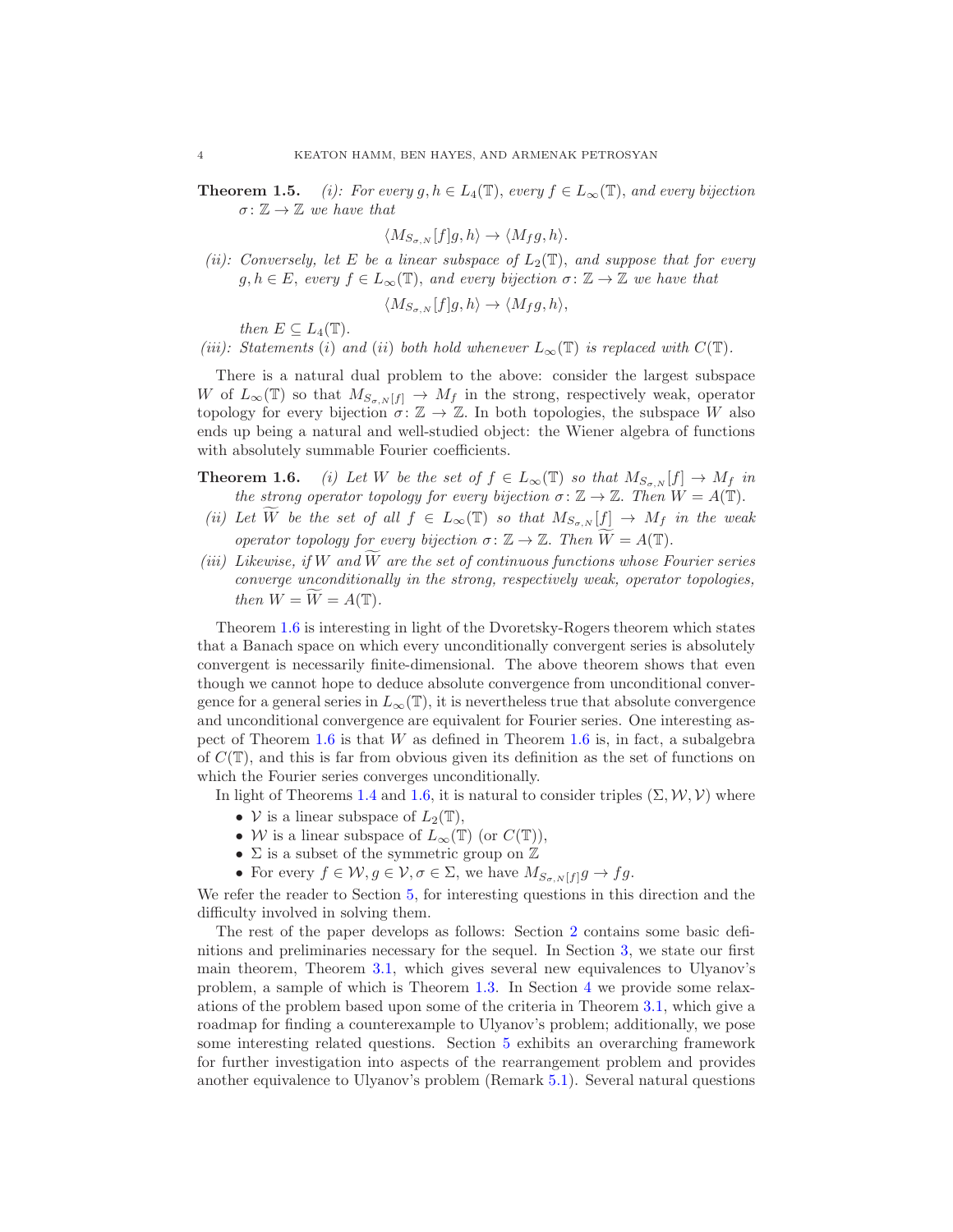**Theorem 1.5.** *(i): For every $g, h \in L_4(\mathbb{T})$, every $f \in L_\infty(\mathbb{T})$, and every bijection $\sigma\colon \mathbb{Z} \to \mathbb{Z}$ we have that*

$$\langle M_{S_{\sigma,N}}[f]g, h\rangle \to \langle M_f g, h\rangle.$$

*(ii): Conversely, let $E$ be a linear subspace of $L_2(\mathbb{T})$, and suppose that for every $g, h \in E$, every $f \in L_\infty(\mathbb{T})$, and every bijection $\sigma\colon \mathbb{Z} \to \mathbb{Z}$ we have that*

$$\langle M_{S_{\sigma,N}}[f]g, h\rangle \to \langle M_f g, h\rangle,$$

*then $E \subseteq L_4(\mathbb{T})$.*

*(iii): Statements (i) and (ii) both hold whenever $L_\infty(\mathbb{T})$ is replaced with $C(\mathbb{T})$.*

There is a natural dual problem to the above: consider the largest subspace $W$ of $L_\infty(\mathbb{T})$ so that $M_{S_{\sigma,N}[f]} \to M_f$ in the strong, respectively weak, operator topology for every bijection $\sigma\colon \mathbb{Z} \to \mathbb{Z}$. In both topologies, the subspace $W$ also ends up being a natural and well-studied object: the Wiener algebra of functions with absolutely summable Fourier coefficients.

**Theorem 1.6.** *(i) Let $W$ be the set of $f \in L_\infty(\mathbb{T})$ so that $M_{S_{\sigma,N}}[f] \to M_f$ in the strong operator topology for every bijection $\sigma\colon \mathbb{Z} \to \mathbb{Z}$. Then $W = A(\mathbb{T})$.*

*(ii) Let $\widetilde{W}$ be the set of all $f \in L_\infty(\mathbb{T})$ so that $M_{S_{\sigma,N}}[f] \to M_f$ in the weak operator topology for every bijection $\sigma\colon \mathbb{Z} \to \mathbb{Z}$. Then $\widetilde{W} = A(\mathbb{T})$.*

*(iii) Likewise, if $W$ and $\widetilde{W}$ are the set of continuous functions whose Fourier series converge unconditionally in the strong, respectively weak, operator topologies, then $W = \widetilde{W} = A(\mathbb{T})$.*

Theorem 1.6 is interesting in light of the Dvoretsky-Rogers theorem which states that a Banach space on which every unconditionally convergent series is absolutely convergent is necessarily finite-dimensional. The above theorem shows that even though we cannot hope to deduce absolute convergence from unconditional convergence for a general series in $L_\infty(\mathbb{T})$, it is nevertheless true that absolute convergence and unconditional convergence are equivalent for Fourier series. One interesting aspect of Theorem 1.6 is that $W$ as defined in Theorem 1.6 is, in fact, a subalgebra of $C(\mathbb{T})$, and this is far from obvious given its definition as the set of functions on which the Fourier series converges unconditionally.

In light of Theorems 1.4 and 1.6, it is natural to consider triples $(\Sigma, \mathcal{W}, \mathcal{V})$ where

- $\mathcal{V}$ is a linear subspace of $L_2(\mathbb{T})$,
- $\mathcal{W}$ is a linear subspace of $L_\infty(\mathbb{T})$ (or $C(\mathbb{T})$),
- $\Sigma$ is a subset of the symmetric group on $\mathbb{Z}$
- For every $f \in \mathcal{W}, g \in \mathcal{V}, \sigma \in \Sigma$, we have $M_{S_{\sigma,N}[f]}g \to fg$.

We refer the reader to Section 5, for interesting questions in this direction and the difficulty involved in solving them.

The rest of the paper develops as follows: Section 2 contains some basic definitions and preliminaries necessary for the sequel. In Section 3, we state our first main theorem, Theorem 3.1, which gives several new equivalences to Ulyanov's problem, a sample of which is Theorem 1.3. In Section 4 we provide some relaxations of the problem based upon some of the criteria in Theorem 3.1, which give a roadmap for finding a counterexample to Ulyanov's problem; additionally, we pose some interesting related questions. Section 5 exhibits an overarching framework for further investigation into aspects of the rearrangement problem and provides another equivalence to Ulyanov's problem (Remark 5.1). Several natural questions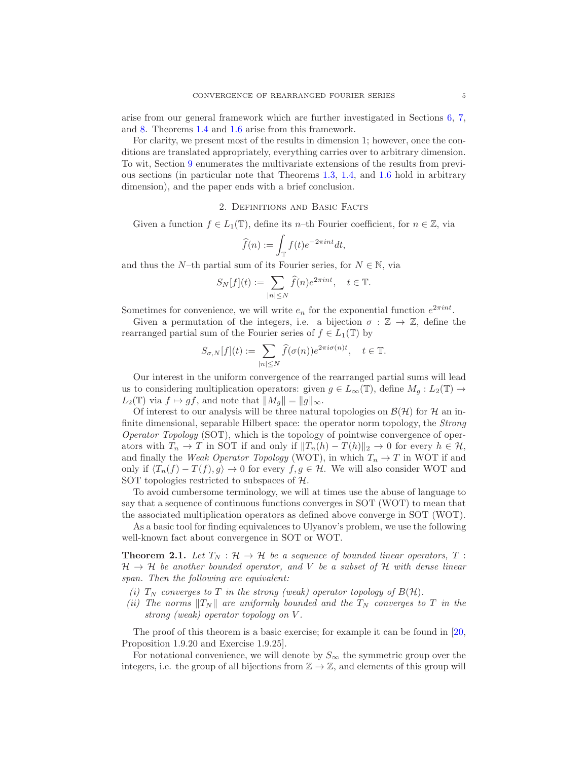arise from our general framework which are further investigated in Sections 6, 7, and 8. Theorems 1.4 and 1.6 arise from this framework.

For clarity, we present most of the results in dimension 1; however, once the conditions are translated appropriately, everything carries over to arbitrary dimension. To wit, Section 9 enumerates the multivariate extensions of the results from previous sections (in particular note that Theorems 1.3, 1.4, and 1.6 hold in arbitrary dimension), and the paper ends with a brief conclusion.

## 2. Definitions and Basic Facts

Given a function $f \in L_1(\mathbb{T})$, define its $n$–th Fourier coefficient, for $n \in \mathbb{Z}$, via

$$\widehat{f}(n) := \int_{\mathbb{T}} f(t) e^{-2\pi i n t} dt,$$

and thus the $N$–th partial sum of its Fourier series, for $N \in \mathbb{N}$, via

$$S_N[f](t) := \sum_{|n| \leq N} \widehat{f}(n) e^{2\pi i n t}, \quad t \in \mathbb{T}.$$

Sometimes for convenience, we will write $e_n$ for the exponential function $e^{2\pi i n t}$.

Given a permutation of the integers, i.e. a bijection $\sigma : \mathbb{Z} \to \mathbb{Z}$, define the rearranged partial sum of the Fourier series of $f \in L_1(\mathbb{T})$ by

$$S_{\sigma,N}[f](t) := \sum_{|n| \leq N} \widehat{f}(\sigma(n)) e^{2\pi i \sigma(n) t}, \quad t \in \mathbb{T}.$$

Our interest in the uniform convergence of the rearranged partial sums will lead us to considering multiplication operators: given $g \in L_\infty(\mathbb{T})$, define $M_g : L_2(\mathbb{T}) \to L_2(\mathbb{T})$ via $f \mapsto gf$, and note that $\|M_g\| = \|g\|_\infty$.

Of interest to our analysis will be three natural topologies on $\mathcal{B}(\mathcal{H})$ for $\mathcal{H}$ an infinite dimensional, separable Hilbert space: the operator norm topology, the *Strong Operator Topology* (SOT), which is the topology of pointwise convergence of operators with $T_n \to T$ in SOT if and only if $\|T_n(h) - T(h)\|_2 \to 0$ for every $h \in \mathcal{H}$, and finally the *Weak Operator Topology* (WOT), in which $T_n \to T$ in WOT if and only if $\langle T_n(f) - T(f), g \rangle \to 0$ for every $f, g \in \mathcal{H}$. We will also consider WOT and SOT topologies restricted to subspaces of $\mathcal{H}$.

To avoid cumbersome terminology, we will at times use the abuse of language to say that a sequence of continuous functions converges in SOT (WOT) to mean that the associated multiplication operators as defined above converge in SOT (WOT).

As a basic tool for finding equivalences to Ulyanov's problem, we use the following well-known fact about convergence in SOT or WOT.

**Theorem 2.1.** *Let $T_N : \mathcal{H} \to \mathcal{H}$ be a sequence of bounded linear operators, $T : \mathcal{H} \to \mathcal{H}$ be another bounded operator, and $V$ be a subset of $\mathcal{H}$ with dense linear span. Then the following are equivalent:*

- *(i) $T_N$ converges to $T$ in the strong (weak) operator topology of $B(\mathcal{H})$.*
- *(ii) The norms $\|T_N\|$ are uniformly bounded and the $T_N$ converges to $T$ in the strong (weak) operator topology on $V$.*

The proof of this theorem is a basic exercise; for example it can be found in [20, Proposition 1.9.20 and Exercise 1.9.25].

For notational convenience, we will denote by $S_\infty$ the symmetric group over the integers, i.e. the group of all bijections from $\mathbb{Z} \to \mathbb{Z}$, and elements of this group will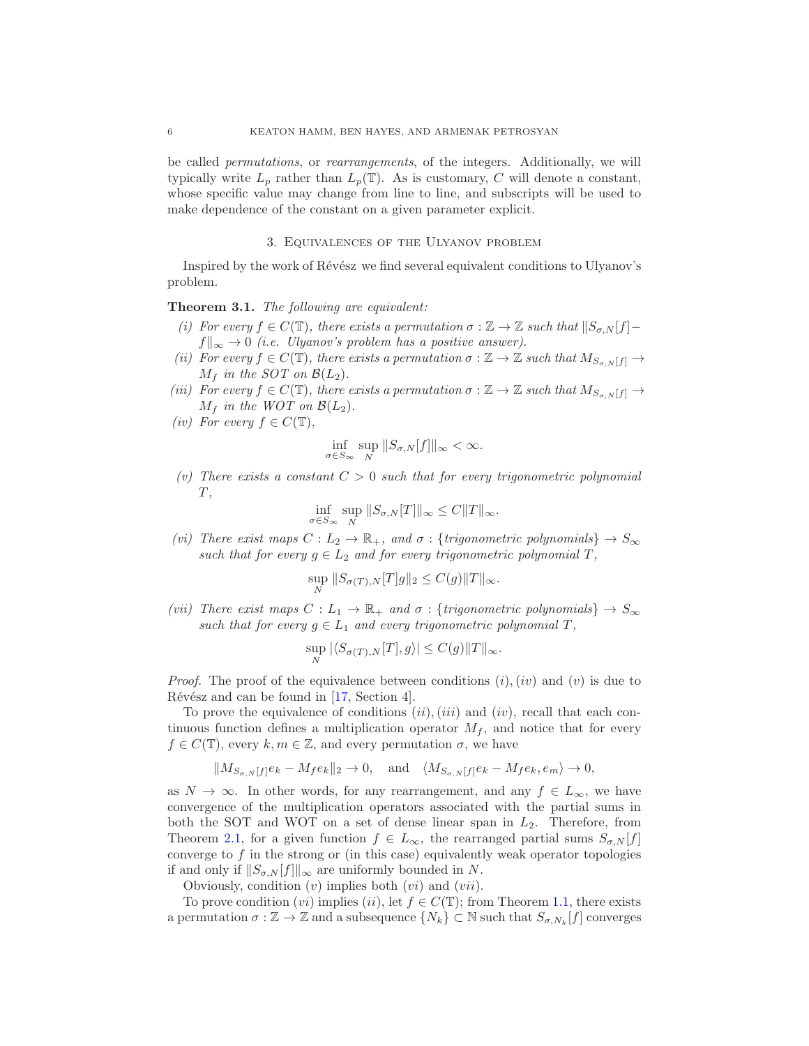be called *permutations*, or *rearrangements*, of the integers. Additionally, we will typically write $L_p$ rather than $L_p(\mathbb{T})$. As is customary, $C$ will denote a constant, whose specific value may change from line to line, and subscripts will be used to make dependence of the constant on a given parameter explicit.

## 3. Equivalences of the Ulyanov problem

Inspired by the work of Révész we find several equivalent conditions to Ulyanov's problem.

**Theorem 3.1.** *The following are equivalent:*

*(i) For every $f \in C(\mathbb{T})$, there exists a permutation $\sigma : \mathbb{Z} \to \mathbb{Z}$ such that $\|S_{\sigma,N}[f] - f\|_\infty \to 0$ (i.e. Ulyanov's problem has a positive answer).*

*(ii) For every $f \in C(\mathbb{T})$, there exists a permutation $\sigma : \mathbb{Z} \to \mathbb{Z}$ such that $M_{S_{\sigma,N}[f]} \to M_f$ in the SOT on $\mathcal{B}(L_2)$.*

*(iii) For every $f \in C(\mathbb{T})$, there exists a permutation $\sigma : \mathbb{Z} \to \mathbb{Z}$ such that $M_{S_{\sigma,N}[f]} \to M_f$ in the WOT on $\mathcal{B}(L_2)$.*

*(iv) For every $f \in C(\mathbb{T})$,*

$$\inf_{\sigma \in S_\infty} \sup_N \|S_{\sigma,N}[f]\|_\infty < \infty.$$

*(v) There exists a constant $C > 0$ such that for every trigonometric polynomial $T$,*

$$\inf_{\sigma \in S_\infty} \sup_N \|S_{\sigma,N}[T]\|_\infty \leq C\|T\|_\infty.$$

*(vi) There exist maps $C : L_2 \to \mathbb{R}_+$, and $\sigma : \{\text{trigonometric polynomials}\} \to S_\infty$ such that for every $g \in L_2$ and for every trigonometric polynomial $T$,*

$$\sup_N \|S_{\sigma(T),N}[T]g\|_2 \leq C(g)\|T\|_\infty.$$

*(vii) There exist maps $C : L_1 \to \mathbb{R}_+$ and $\sigma : \{\text{trigonometric polynomials}\} \to S_\infty$ such that for every $g \in L_1$ and every trigonometric polynomial $T$,*

$$\sup_N |\langle S_{\sigma(T),N}[T], g\rangle| \leq C(g)\|T\|_\infty.$$

*Proof.* The proof of the equivalence between conditions $(i), (iv)$ and $(v)$ is due to Révész and can be found in [17, Section 4].

To prove the equivalence of conditions $(ii), (iii)$ and $(iv)$, recall that each continuous function defines a multiplication operator $M_f$, and notice that for every $f \in C(\mathbb{T})$, every $k, m \in \mathbb{Z}$, and every permutation $\sigma$, we have

$$\|M_{S_{\sigma,N}[f]}e_k - M_f e_k\|_2 \to 0, \quad \text{and} \quad \langle M_{S_{\sigma,N}[f]}e_k - M_f e_k, e_m\rangle \to 0,$$

as $N \to \infty$. In other words, for any rearrangement, and any $f \in L_\infty$, we have convergence of the multiplication operators associated with the partial sums in both the SOT and WOT on a set of dense linear span in $L_2$. Therefore, from Theorem 2.1, for a given function $f \in L_\infty$, the rearranged partial sums $S_{\sigma,N}[f]$ converge to $f$ in the strong or (in this case) equivalently weak operator topologies if and only if $\|S_{\sigma,N}[f]\|_\infty$ are uniformly bounded in $N$.

Obviously, condition $(v)$ implies both $(vi)$ and $(vii)$.

To prove condition $(vi)$ implies $(ii)$, let $f \in C(\mathbb{T})$; from Theorem 1.1, there exists a permutation $\sigma : \mathbb{Z} \to \mathbb{Z}$ and a subsequence $\{N_k\} \subset \mathbb{N}$ such that $S_{\sigma,N_k}[f]$ converges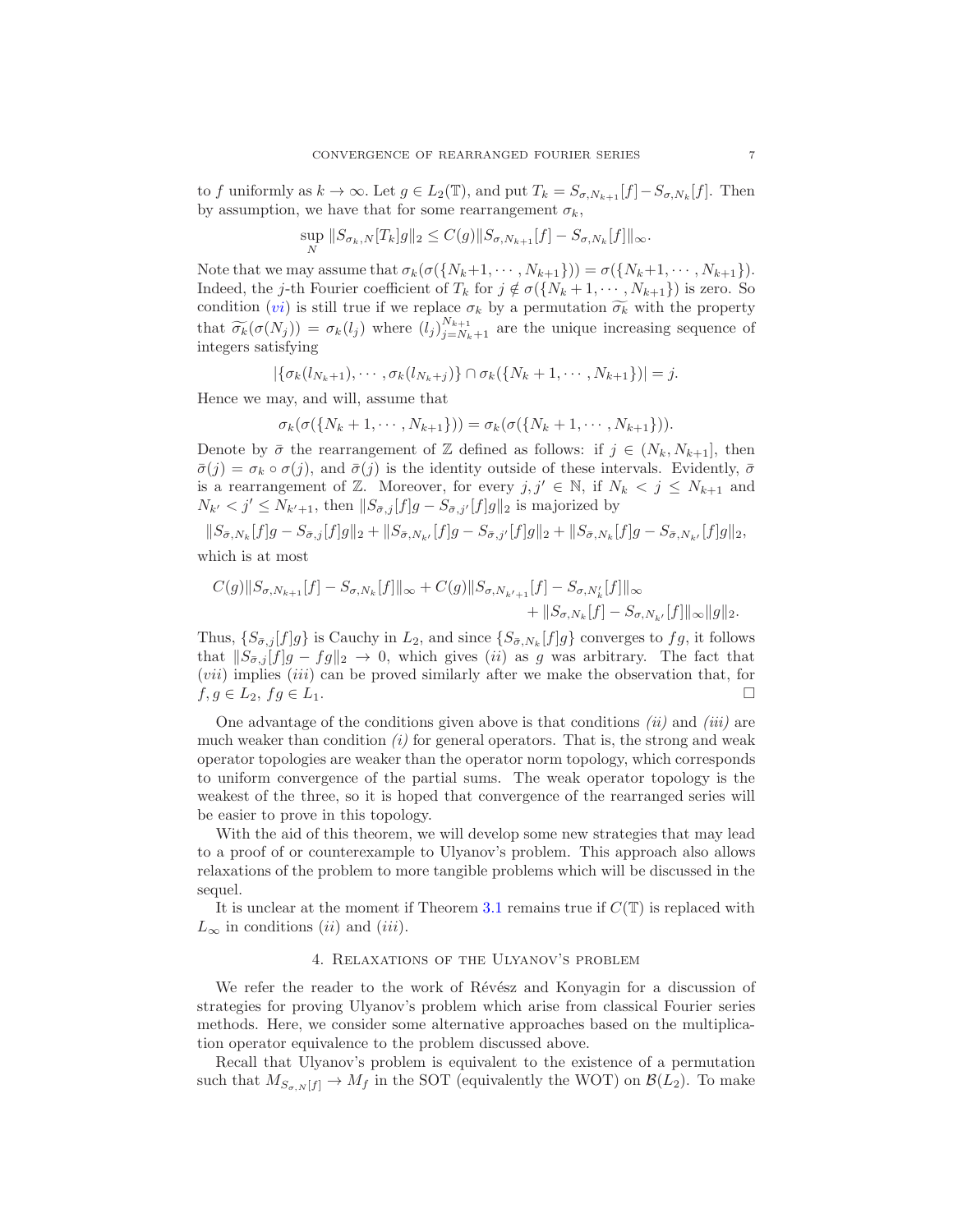to $f$ uniformly as $k \to \infty$. Let $g \in L_2(\mathbb{T})$, and put $T_k = S_{\sigma,N_{k+1}}[f] - S_{\sigma,N_k}[f]$. Then by assumption, we have that for some rearrangement $\sigma_k$,

$$\sup_N \|S_{\sigma_k,N}[T_k]g\|_2 \le C(g)\|S_{\sigma,N_{k+1}}[f] - S_{\sigma,N_k}[f]\|_\infty.$$

Note that we may assume that $\sigma_k(\sigma(\{N_k+1,\cdots,N_{k+1}\})) = \sigma(\{N_k+1,\cdots,N_{k+1}\})$. Indeed, the $j$-th Fourier coefficient of $T_k$ for $j \notin \sigma(\{N_k+1,\cdots,N_{k+1}\})$ is zero. So condition $(vi)$ is still true if we replace $\sigma_k$ by a permutation $\widetilde{\sigma_k}$ with the property that $\widetilde{\sigma_k}(\sigma(N_j)) = \sigma_k(l_j)$ where $(l_j)_{j=N_k+1}^{N_{k+1}}$ are the unique increasing sequence of integers satisfying

$$|\{\sigma_k(l_{N_k+1}),\cdots,\sigma_k(l_{N_k+j})\} \cap \sigma_k(\{N_k+1,\cdots,N_{k+1}\})| = j.$$

Hence we may, and will, assume that

$$\sigma_k(\sigma(\{N_k+1,\cdots,N_{k+1}\})) = \sigma_k(\sigma(\{N_k+1,\cdots,N_{k+1}\})).$$

Denote by $\bar{\sigma}$ the rearrangement of $\mathbb{Z}$ defined as follows: if $j \in (N_k, N_{k+1}]$, then $\bar{\sigma}(j) = \sigma_k \circ \sigma(j)$, and $\bar{\sigma}(j)$ is the identity outside of these intervals. Evidently, $\bar{\sigma}$ is a rearrangement of $\mathbb{Z}$. Moreover, for every $j, j' \in \mathbb{N}$, if $N_k < j \le N_{k+1}$ and $N_{k'} < j' \le N_{k'+1}$, then $\|S_{\bar{\sigma},j}[f]g - S_{\bar{\sigma},j'}[f]g\|_2$ is majorized by

$$\|S_{\bar{\sigma},N_k}[f]g - S_{\bar{\sigma},j}[f]g\|_2 + \|S_{\bar{\sigma},N_{k'}}[f]g - S_{\bar{\sigma},j'}[f]g\|_2 + \|S_{\bar{\sigma},N_k}[f]g - S_{\bar{\sigma},N_{k'}}[f]g\|_2,$$

which is at most

$$C(g)\|S_{\sigma,N_{k+1}}[f] - S_{\sigma,N_k}[f]\|_\infty + C(g)\|S_{\sigma,N_{k'+1}}[f] - S_{\sigma,N'_k}[f]\|_\infty \\ + \|S_{\sigma,N_k}[f] - S_{\sigma,N_{k'}}[f]\|_\infty \|g\|_2.$$

Thus, $\{S_{\bar{\sigma},j}[f]g\}$ is Cauchy in $L_2$, and since $\{S_{\bar{\sigma},N_k}[f]g\}$ converges to $fg$, it follows that $\|S_{\bar{\sigma},j}[f]g - fg\|_2 \to 0$, which gives $(ii)$ as $g$ was arbitrary. The fact that $(vii)$ implies $(iii)$ can be proved similarly after we make the observation that, for $f, g \in L_2$, $fg \in L_1$. $\square$

One advantage of the conditions given above is that conditions *(ii)* and *(iii)* are much weaker than condition *(i)* for general operators. That is, the strong and weak operator topologies are weaker than the operator norm topology, which corresponds to uniform convergence of the partial sums. The weak operator topology is the weakest of the three, so it is hoped that convergence of the rearranged series will be easier to prove in this topology.

With the aid of this theorem, we will develop some new strategies that may lead to a proof of or counterexample to Ulyanov's problem. This approach also allows relaxations of the problem to more tangible problems which will be discussed in the sequel.

It is unclear at the moment if Theorem 3.1 remains true if $C(\mathbb{T})$ is replaced with $L_\infty$ in conditions $(ii)$ and $(iii)$.

## 4. Relaxations of the Ulyanov's problem

We refer the reader to the work of Révész and Konyagin for a discussion of strategies for proving Ulyanov's problem which arise from classical Fourier series methods. Here, we consider some alternative approaches based on the multiplication operator equivalence to the problem discussed above.

Recall that Ulyanov's problem is equivalent to the existence of a permutation such that $M_{S_{\sigma,N}[f]} \to M_f$ in the SOT (equivalently the WOT) on $\mathcal{B}(L_2)$. To make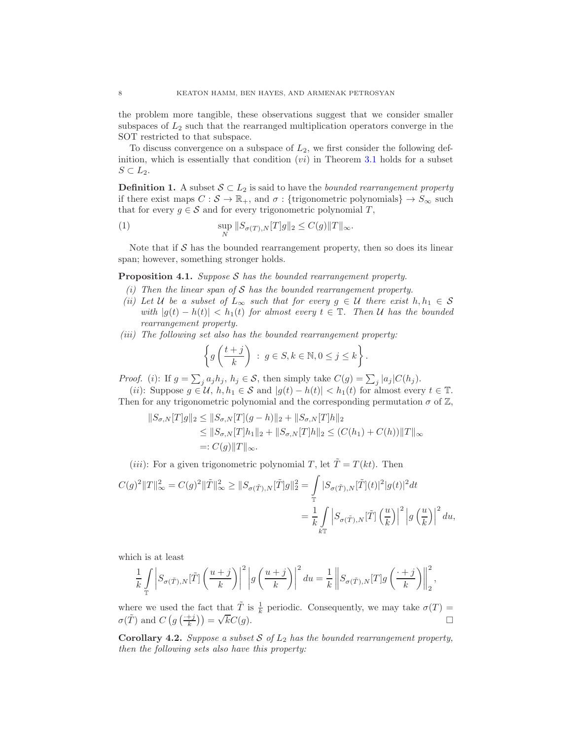the problem more tangible, these observations suggest that we consider smaller subspaces of $L_2$ such that the rearranged multiplication operators converge in the SOT restricted to that subspace.

To discuss convergence on a subspace of $L_2$, we first consider the following definition, which is essentially that condition $(vi)$ in Theorem 3.1 holds for a subset $S \subset L_2$.

**Definition 1.** A subset $\mathcal{S} \subset L_2$ is said to have the *bounded rearrangement property* if there exist maps $C : \mathcal{S} \to \mathbb{R}_+$, and $\sigma$ : {trigonometric polynomials} $\to S_\infty$ such that for every $g \in \mathcal{S}$ and for every trigonometric polynomial $T$,

$$\sup_N \|S_{\sigma(T),N}[T]g\|_2 \leq C(g)\|T\|_\infty. \tag{1}$$

Note that if $\mathcal{S}$ has the bounded rearrangement property, then so does its linear span; however, something stronger holds.

**Proposition 4.1.** *Suppose $\mathcal{S}$ has the bounded rearrangement property.*

*(i) Then the linear span of $\mathcal{S}$ has the bounded rearrangement property.*

*(ii) Let $\mathcal{U}$ be a subset of $L_\infty$ such that for every $g \in \mathcal{U}$ there exist $h, h_1 \in \mathcal{S}$ with $|g(t) - h(t)| < h_1(t)$ for almost every $t \in \mathbb{T}$. Then $\mathcal{U}$ has the bounded rearrangement property.*

*(iii) The following set also has the bounded rearrangement property:*

$$\left\{ g\left(\frac{t+j}{k}\right) \; : \; g \in S, k \in \mathbb{N}, 0 \leq j \leq k \right\}.$$

*Proof.* $(i)$: If $g = \sum_j a_j h_j$, $h_j \in \mathcal{S}$, then simply take $C(g) = \sum_j |a_j| C(h_j)$.

$(ii)$: Suppose $g \in \mathcal{U}$, $h, h_1 \in \mathcal{S}$ and $|g(t) - h(t)| < h_1(t)$ for almost every $t \in \mathbb{T}$. Then for any trigonometric polynomial and the corresponding permutation $\sigma$ of $\mathbb{Z}$,

$$\begin{aligned}
\|S_{\sigma,N}[T]g\|_2 &\leq \|S_{\sigma,N}[T](g-h)\|_2 + \|S_{\sigma,N}[T]h\|_2 \\
&\leq \|S_{\sigma,N}[T]h_1\|_2 + \|S_{\sigma,N}[T]h\|_2 \leq (C(h_1) + C(h))\|T\|_\infty \\
&=: C(g)\|T\|_\infty.
\end{aligned}$$

$(iii)$: For a given trigonometric polynomial $T$, let $\tilde{T} = T(kt)$. Then

$$\begin{aligned}
C(g)^2\|T\|_\infty^2 = C(g)^2\|\tilde{T}\|_\infty^2 \geq \|S_{\sigma(\tilde{T}),N}[\tilde{T}]g\|_2^2 &= \int_{\mathbb{T}} |S_{\sigma(\tilde{T}),N}[\tilde{T}](t)|^2|g(t)|^2 dt \\
&= \frac{1}{k}\int_{k\mathbb{T}} \left|S_{\sigma(\tilde{T}),N}[\tilde{T}]\left(\frac{u}{k}\right)\right|^2 \left|g\left(\frac{u}{k}\right)\right|^2 du,
\end{aligned}$$

which is at least

$$\frac{1}{k}\int_{\mathbb{T}} \left|S_{\sigma(\tilde{T}),N}[\tilde{T}]\left(\frac{u+j}{k}\right)\right|^2 \left|g\left(\frac{u+j}{k}\right)\right|^2 du = \frac{1}{k}\left\|S_{\sigma(\tilde{T}),N}[T]g\left(\frac{\cdot+j}{k}\right)\right\|_2^2,$$

where we used the fact that $\tilde{T}$ is $\frac{1}{k}$ periodic. Consequently, we may take $\sigma(T) = \sigma(\tilde{T})$ and $C\left(g\left(\frac{\cdot+j}{k}\right)\right) = \sqrt{k}C(g)$. $\square$

**Corollary 4.2.** *Suppose a subset $\mathcal{S}$ of $L_2$ has the bounded rearrangement property, then the following sets also have this property:*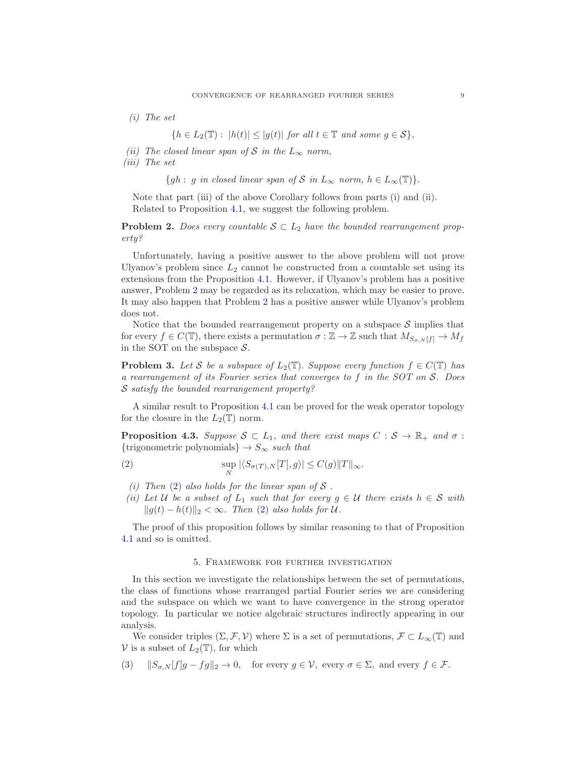*(i) The set*

$$\{h \in L_2(\mathbb{T}) : \ |h(t)| \leq |g(t)| \text{ for all } t \in \mathbb{T} \text{ and some } g \in \mathcal{S}\},$$

*(ii) The closed linear span of $\mathcal{S}$ in the $L_\infty$ norm,*

*(iii) The set*

$$\{gh : \ g \text{ in closed linear span of } \mathcal{S} \text{ in } L_\infty \text{ norm, } h \in L_\infty(\mathbb{T})\}.$$

Note that part (iii) of the above Corollary follows from parts (i) and (ii).

Related to Proposition 4.1, we suggest the following problem.

**Problem 2.** *Does every countable $\mathcal{S} \subset L_2$ have the bounded rearrangement property?*

Unfortunately, having a positive answer to the above problem will not prove Ulyanov's problem since $L_2$ cannot be constructed from a countable set using its extensions from the Proposition 4.1. However, if Ulyanov's problem has a positive answer, Problem 2 may be regarded as its relaxation, which may be easier to prove. It may also happen that Problem 2 has a positive answer while Ulyanov's problem does not.

Notice that the bounded rearrangement property on a subspace $\mathcal{S}$ implies that for every $f \in C(\mathbb{T})$, there exists a permutation $\sigma : \mathbb{Z} \to \mathbb{Z}$ such that $M_{S_{\sigma,N}[f]} \to M_f$ in the SOT on the subspace $\mathcal{S}$.

**Problem 3.** *Let $\mathcal{S}$ be a subspace of $L_2(\mathbb{T})$. Suppose every function $f \in C(\mathbb{T})$ has a rearrangement of its Fourier series that converges to $f$ in the SOT on $\mathcal{S}$. Does $\mathcal{S}$ satisfy the bounded rearrangement property?*

A similar result to Proposition 4.1 can be proved for the weak operator topology for the closure in the $L_2(\mathbb{T})$ norm.

**Proposition 4.3.** *Suppose $\mathcal{S} \subset L_1$, and there exist maps $C : \mathcal{S} \to \mathbb{R}_+$ and $\sigma$ : $\{\text{trigonometric polynomials}\} \to S_\infty$ such that*

$$\sup_N |\langle S_{\sigma(T),N}[T], g\rangle| \leq C(g)\|T\|_\infty. \tag{2}$$

*(i) Then (2) also holds for the linear span of $\mathcal{S}$ .*

*(ii) Let $\mathcal{U}$ be a subset of $L_1$ such that for every $g \in \mathcal{U}$ there exists $h \in \mathcal{S}$ with $\|g(t) - h(t)\|_2 < \infty$. Then (2) also holds for $\mathcal{U}$.*

The proof of this proposition follows by similar reasoning to that of Proposition 4.1 and so is omitted.

## 5. Framework for further investigation

In this section we investigate the relationships between the set of permutations, the class of functions whose rearranged partial Fourier series we are considering and the subspace on which we want to have convergence in the strong operator topology. In particular we notice algebraic structures indirectly appearing in our analysis.

We consider triples $(\Sigma, \mathcal{F}, \mathcal{V})$ where $\Sigma$ is a set of permutations, $\mathcal{F} \subset L_\infty(\mathbb{T})$ and $\mathcal{V}$ is a subset of $L_2(\mathbb{T})$, for which

$$\|S_{\sigma,N}[f]g - fg\|_2 \to 0, \quad \text{for every } g \in \mathcal{V}, \text{ every } \sigma \in \Sigma, \text{ and every } f \in \mathcal{F}. \tag{3}$$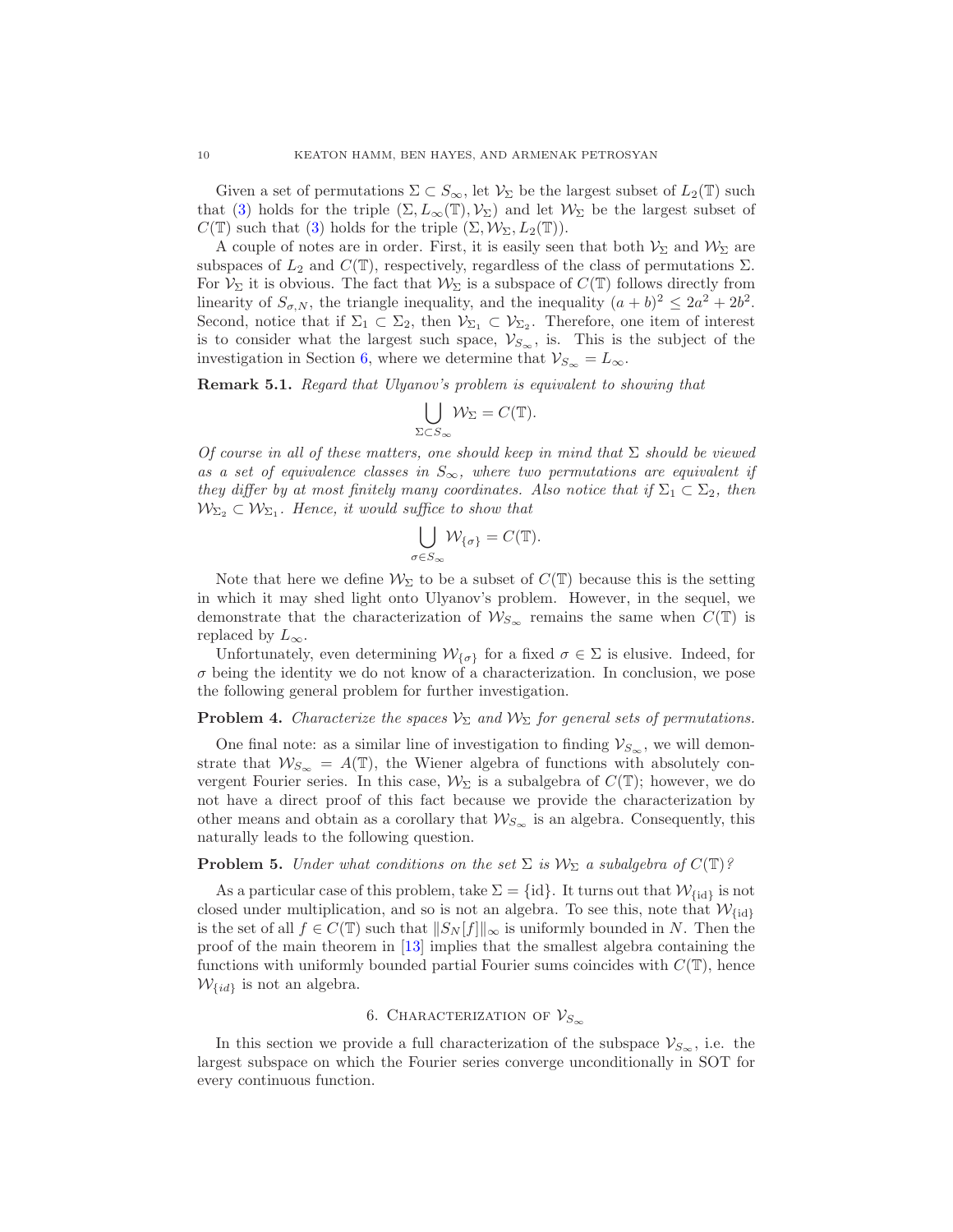Given a set of permutations $\Sigma \subset S_\infty$, let $\mathcal{V}_\Sigma$ be the largest subset of $L_2(\mathbb{T})$ such that (3) holds for the triple $(\Sigma, L_\infty(\mathbb{T}), \mathcal{V}_\Sigma)$ and let $\mathcal{W}_\Sigma$ be the largest subset of $C(\mathbb{T})$ such that (3) holds for the triple $(\Sigma, \mathcal{W}_\Sigma, L_2(\mathbb{T}))$.

A couple of notes are in order. First, it is easily seen that both $\mathcal{V}_\Sigma$ and $\mathcal{W}_\Sigma$ are subspaces of $L_2$ and $C(\mathbb{T})$, respectively, regardless of the class of permutations $\Sigma$. For $\mathcal{V}_\Sigma$ it is obvious. The fact that $\mathcal{W}_\Sigma$ is a subspace of $C(\mathbb{T})$ follows directly from linearity of $S_{\sigma,N}$, the triangle inequality, and the inequality $(a+b)^2 \leq 2a^2 + 2b^2$. Second, notice that if $\Sigma_1 \subset \Sigma_2$, then $\mathcal{V}_{\Sigma_1} \subset \mathcal{V}_{\Sigma_2}$. Therefore, one item of interest is to consider what the largest such space, $\mathcal{V}_{S_\infty}$, is. This is the subject of the investigation in Section 6, where we determine that $\mathcal{V}_{S_\infty} = L_\infty$.

**Remark 5.1.** *Regard that Ulyanov's problem is equivalent to showing that*

$$\bigcup_{\Sigma \subset S_\infty} \mathcal{W}_\Sigma = C(\mathbb{T}).$$

*Of course in all of these matters, one should keep in mind that $\Sigma$ should be viewed as a set of equivalence classes in $S_\infty$, where two permutations are equivalent if they differ by at most finitely many coordinates. Also notice that if $\Sigma_1 \subset \Sigma_2$, then $\mathcal{W}_{\Sigma_2} \subset \mathcal{W}_{\Sigma_1}$. Hence, it would suffice to show that*

$$\bigcup_{\sigma \in S_\infty} \mathcal{W}_{\{\sigma\}} = C(\mathbb{T}).$$

Note that here we define $\mathcal{W}_\Sigma$ to be a subset of $C(\mathbb{T})$ because this is the setting in which it may shed light onto Ulyanov's problem. However, in the sequel, we demonstrate that the characterization of $\mathcal{W}_{S_\infty}$ remains the same when $C(\mathbb{T})$ is replaced by $L_\infty$.

Unfortunately, even determining $\mathcal{W}_{\{\sigma\}}$ for a fixed $\sigma \in \Sigma$ is elusive. Indeed, for $\sigma$ being the identity we do not know of a characterization. In conclusion, we pose the following general problem for further investigation.

**Problem 4.** *Characterize the spaces $\mathcal{V}_\Sigma$ and $\mathcal{W}_\Sigma$ for general sets of permutations.*

One final note: as a similar line of investigation to finding $\mathcal{V}_{S_\infty}$, we will demonstrate that $\mathcal{W}_{S_\infty} = A(\mathbb{T})$, the Wiener algebra of functions with absolutely convergent Fourier series. In this case, $\mathcal{W}_\Sigma$ is a subalgebra of $C(\mathbb{T})$; however, we do not have a direct proof of this fact because we provide the characterization by other means and obtain as a corollary that $\mathcal{W}_{S_\infty}$ is an algebra. Consequently, this naturally leads to the following question.

**Problem 5.** *Under what conditions on the set $\Sigma$ is $\mathcal{W}_\Sigma$ a subalgebra of $C(\mathbb{T})$?*

As a particular case of this problem, take $\Sigma = \{\text{id}\}$. It turns out that $\mathcal{W}_{\{\text{id}\}}$ is not closed under multiplication, and so is not an algebra. To see this, note that $\mathcal{W}_{\{\text{id}\}}$ is the set of all $f \in C(\mathbb{T})$ such that $\|S_N[f]\|_\infty$ is uniformly bounded in $N$. Then the proof of the main theorem in [13] implies that the smallest algebra containing the functions with uniformly bounded partial Fourier sums coincides with $C(\mathbb{T})$, hence $\mathcal{W}_{\{id\}}$ is not an algebra.

## 6. Characterization of $\mathcal{V}_{S_\infty}$

In this section we provide a full characterization of the subspace $\mathcal{V}_{S_\infty}$, i.e. the largest subspace on which the Fourier series converge unconditionally in SOT for every continuous function.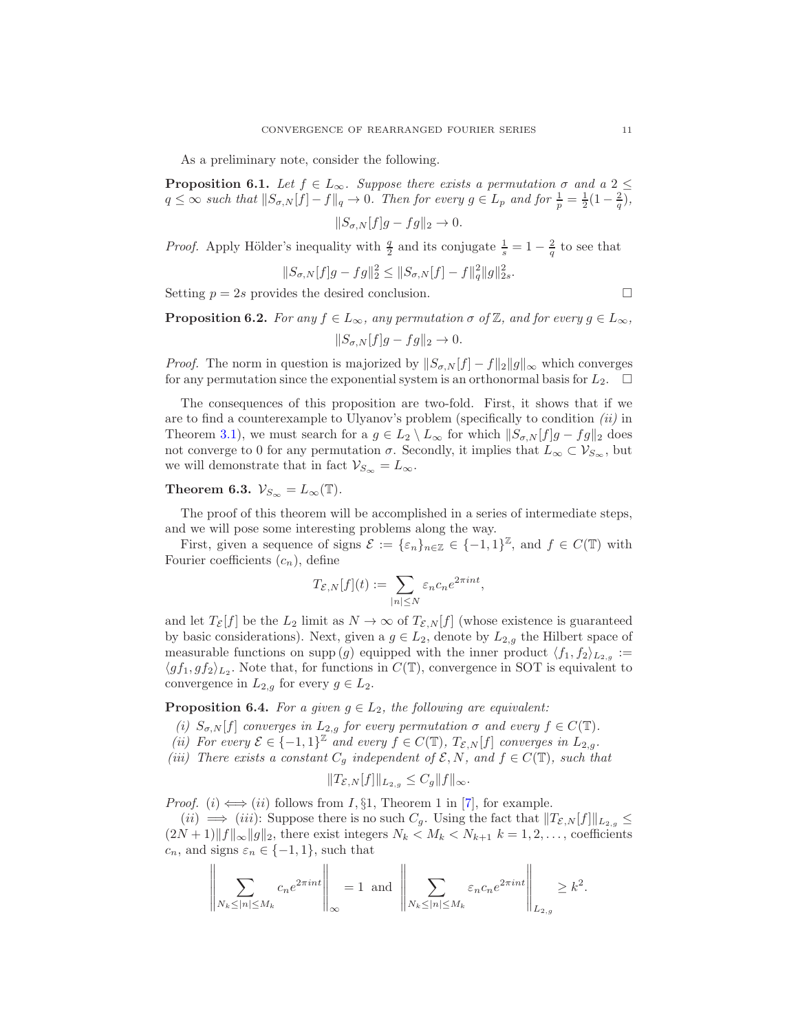As a preliminary note, consider the following.

**Proposition 6.1.** *Let $f \in L_\infty$. Suppose there exists a permutation $\sigma$ and a $2 \leq q \leq \infty$ such that $\|S_{\sigma,N}[f] - f\|_q \to 0$. Then for every $g \in L_p$ and for $\frac{1}{p} = \frac{1}{2}(1 - \frac{2}{q})$,*

$$\|S_{\sigma,N}[f]g - fg\|_2 \to 0.$$

*Proof.* Apply Hölder's inequality with $\frac{q}{2}$ and its conjugate $\frac{1}{s} = 1 - \frac{2}{q}$ to see that

$$\|S_{\sigma,N}[f]g - fg\|_2^2 \leq \|S_{\sigma,N}[f] - f\|_q^2 \|g\|_{2s}^2.$$

Setting $p = 2s$ provides the desired conclusion. $\square$

**Proposition 6.2.** *For any $f \in L_\infty$, any permutation $\sigma$ of $\mathbb{Z}$, and for every $g \in L_\infty$,*

$$\|S_{\sigma,N}[f]g - fg\|_2 \to 0.$$

*Proof.* The norm in question is majorized by $\|S_{\sigma,N}[f] - f\|_2 \|g\|_\infty$ which converges for any permutation since the exponential system is an orthonormal basis for $L_2$. $\square$

The consequences of this proposition are two-fold. First, it shows that if we are to find a counterexample to Ulyanov's problem (specifically to condition *(ii)* in Theorem 3.1), we must search for a $g \in L_2 \setminus L_\infty$ for which $\|S_{\sigma,N}[f]g - fg\|_2$ does not converge to 0 for any permutation $\sigma$. Secondly, it implies that $L_\infty \subset \mathcal{V}_{S_\infty}$, but we will demonstrate that in fact $\mathcal{V}_{S_\infty} = L_\infty$.

**Theorem 6.3.** $\mathcal{V}_{S_\infty} = L_\infty(\mathbb{T})$.

The proof of this theorem will be accomplished in a series of intermediate steps, and we will pose some interesting problems along the way.

First, given a sequence of signs $\mathcal{E} := \{\varepsilon_n\}_{n\in\mathbb{Z}} \in \{-1,1\}^{\mathbb{Z}}$, and $f \in C(\mathbb{T})$ with Fourier coefficients $(c_n)$, define

$$T_{\mathcal{E},N}[f](t) := \sum_{|n|\leq N} \varepsilon_n c_n e^{2\pi i n t},$$

and let $T_{\mathcal{E}}[f]$ be the $L_2$ limit as $N \to \infty$ of $T_{\mathcal{E},N}[f]$ (whose existence is guaranteed by basic considerations). Next, given a $g \in L_2$, denote by $L_{2,g}$ the Hilbert space of measurable functions on supp$(g)$ equipped with the inner product $\langle f_1, f_2\rangle_{L_{2,g}} := \langle gf_1, gf_2\rangle_{L_2}$. Note that, for functions in $C(\mathbb{T})$, convergence in SOT is equivalent to convergence in $L_{2,g}$ for every $g \in L_2$.

**Proposition 6.4.** *For a given $g \in L_2$, the following are equivalent:*

*(i) $S_{\sigma,N}[f]$ converges in $L_{2,g}$ for every permutation $\sigma$ and every $f \in C(\mathbb{T})$.*
*(ii) For every $\mathcal{E} \in \{-1,1\}^{\mathbb{Z}}$ and every $f \in C(\mathbb{T})$, $T_{\mathcal{E},N}[f]$ converges in $L_{2,g}$.*
*(iii) There exists a constant $C_g$ independent of $\mathcal{E}, N$, and $f \in C(\mathbb{T})$, such that*

$$\|T_{\mathcal{E},N}[f]\|_{L_{2,g}} \leq C_g \|f\|_\infty.$$

*Proof.* $(i) \iff (ii)$ follows from $I, \S 1$, Theorem 1 in [7], for example.

$(ii) \implies (iii)$: Suppose there is no such $C_g$. Using the fact that $\|T_{\mathcal{E},N}[f]\|_{L_{2,g}} \leq (2N+1)\|f\|_\infty \|g\|_2$, there exist integers $N_k < M_k < N_{k+1}$ $k = 1, 2, \ldots$, coefficients $c_n$, and signs $\varepsilon_n \in \{-1,1\}$, such that

$$\left\| \sum_{N_k \leq |n| \leq M_k} c_n e^{2\pi i n t} \right\|_\infty = 1 \text{ and } \left\| \sum_{N_k \leq |n| \leq M_k} \varepsilon_n c_n e^{2\pi i n t} \right\|_{L_{2,g}} \geq k^2.$$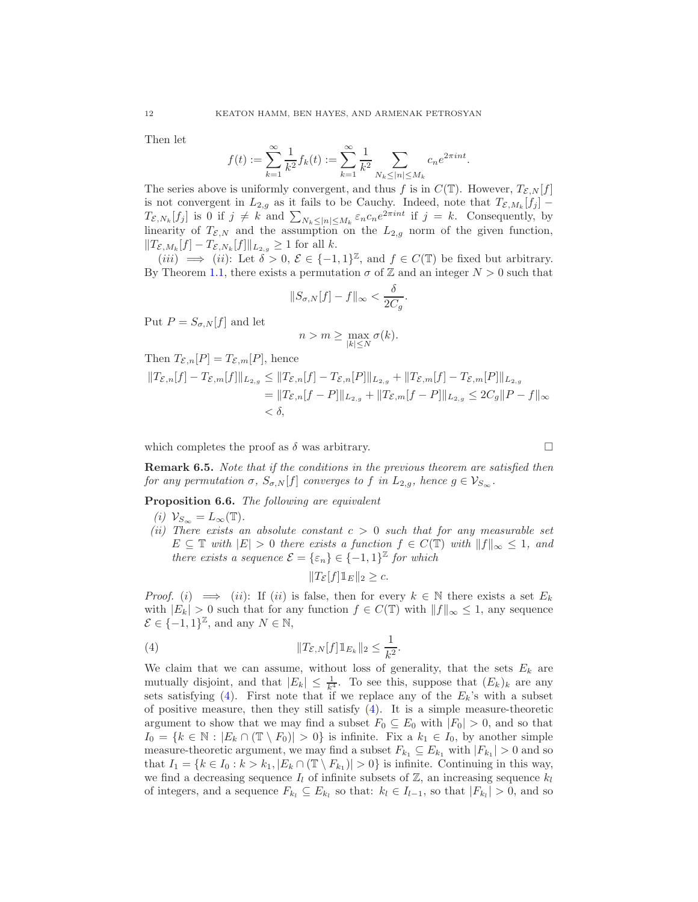Then let

$$f(t) := \sum_{k=1}^{\infty} \frac{1}{k^2} f_k(t) := \sum_{k=1}^{\infty} \frac{1}{k^2} \sum_{N_k \leq |n| \leq M_k} c_n e^{2\pi i n t}.$$

The series above is uniformly convergent, and thus $f$ is in $C(\mathbb{T})$. However, $T_{\mathcal{E},N}[f]$ is not convergent in $L_{2,g}$ as it fails to be Cauchy. Indeed, note that $T_{\mathcal{E},M_k}[f_j] - T_{\mathcal{E},N_k}[f_j]$ is 0 if $j \neq k$ and $\sum_{N_k \leq |n| \leq M_k} \varepsilon_n c_n e^{2\pi i n t}$ if $j = k$. Consequently, by linearity of $T_{\mathcal{E},N}$ and the assumption on the $L_{2,g}$ norm of the given function, $\|T_{\mathcal{E},M_k}[f] - T_{\mathcal{E},N_k}[f]\|_{L_{2,g}} \geq 1$ for all $k$.

$(iii) \implies (ii)$: Let $\delta > 0$, $\mathcal{E} \in \{-1,1\}^{\mathbb{Z}}$, and $f \in C(\mathbb{T})$ be fixed but arbitrary. By Theorem 1.1, there exists a permutation $\sigma$ of $\mathbb{Z}$ and an integer $N > 0$ such that

$$\|S_{\sigma,N}[f] - f\|_\infty < \frac{\delta}{2C_g}.$$

Put $P = S_{\sigma,N}[f]$ and let

$$n > m \geq \max_{|k| \leq N} \sigma(k).$$

Then $T_{\mathcal{E},n}[P] = T_{\mathcal{E},m}[P]$, hence

$$\begin{aligned}
\|T_{\mathcal{E},n}[f] - T_{\mathcal{E},m}[f]\|_{L_{2,g}} &\leq \|T_{\mathcal{E},n}[f] - T_{\mathcal{E},n}[P]\|_{L_{2,g}} + \|T_{\mathcal{E},m}[f] - T_{\mathcal{E},m}[P]\|_{L_{2,g}} \\
&= \|T_{\mathcal{E},n}[f-P]\|_{L_{2,g}} + \|T_{\mathcal{E},m}[f-P]\|_{L_{2,g}} \leq 2C_g \|P - f\|_\infty \\
&< \delta,
\end{aligned}$$

which completes the proof as $\delta$ was arbitrary. $\square$

**Remark 6.5.** *Note that if the conditions in the previous theorem are satisfied then for any permutation $\sigma$, $S_{\sigma,N}[f]$ converges to $f$ in $L_{2,g}$, hence $g \in \mathcal{V}_{S_\infty}$.*

**Proposition 6.6.** *The following are equivalent*

*(i)* $\mathcal{V}_{S_\infty} = L_\infty(\mathbb{T})$.

*(ii) There exists an absolute constant $c > 0$ such that for any measurable set $E \subseteq \mathbb{T}$ with $|E| > 0$ there exists a function $f \in C(\mathbb{T})$ with $\|f\|_\infty \leq 1$, and there exists a sequence $\mathcal{E} = \{\varepsilon_n\} \in \{-1,1\}^{\mathbb{Z}}$ for which*

$$\|T_{\mathcal{E}}[f]\mathbb{1}_E\|_2 \geq c.$$

*Proof.* $(i) \implies (ii)$: If $(ii)$ is false, then for every $k \in \mathbb{N}$ there exists a set $E_k$ with $|E_k| > 0$ such that for any function $f \in C(\mathbb{T})$ with $\|f\|_\infty \leq 1$, any sequence $\mathcal{E} \in \{-1,1\}^{\mathbb{Z}}$, and any $N \in \mathbb{N}$,

$$\|T_{\mathcal{E},N}[f]\mathbb{1}_{E_k}\|_2 \leq \frac{1}{k^2}. \tag{4}$$

We claim that we can assume, without loss of generality, that the sets $E_k$ are mutually disjoint, and that $|E_k| \leq \frac{1}{k^4}$. To see this, suppose that $(E_k)_k$ are any sets satisfying (4). First note that if we replace any of the $E_k$'s with a subset of positive measure, then they still satisfy (4). It is a simple measure-theoretic argument to show that we may find a subset $F_0 \subseteq E_0$ with $|F_0| > 0$, and so that $I_0 = \{k \in \mathbb{N} : |E_k \cap (\mathbb{T} \setminus F_0)| > 0\}$ is infinite. Fix a $k_1 \in I_0$, by another simple measure-theoretic argument, we may find a subset $F_{k_1} \subseteq E_{k_1}$ with $|F_{k_1}| > 0$ and so that $I_1 = \{k \in I_0 : k > k_1, |E_k \cap (\mathbb{T} \setminus F_{k_1})| > 0\}$ is infinite. Continuing in this way, we find a decreasing sequence $I_l$ of infinite subsets of $\mathbb{Z}$, an increasing sequence $k_l$ of integers, and a sequence $F_{k_l} \subseteq E_{k_l}$ so that: $k_l \in I_{l-1}$, so that $|F_{k_l}| > 0$, and so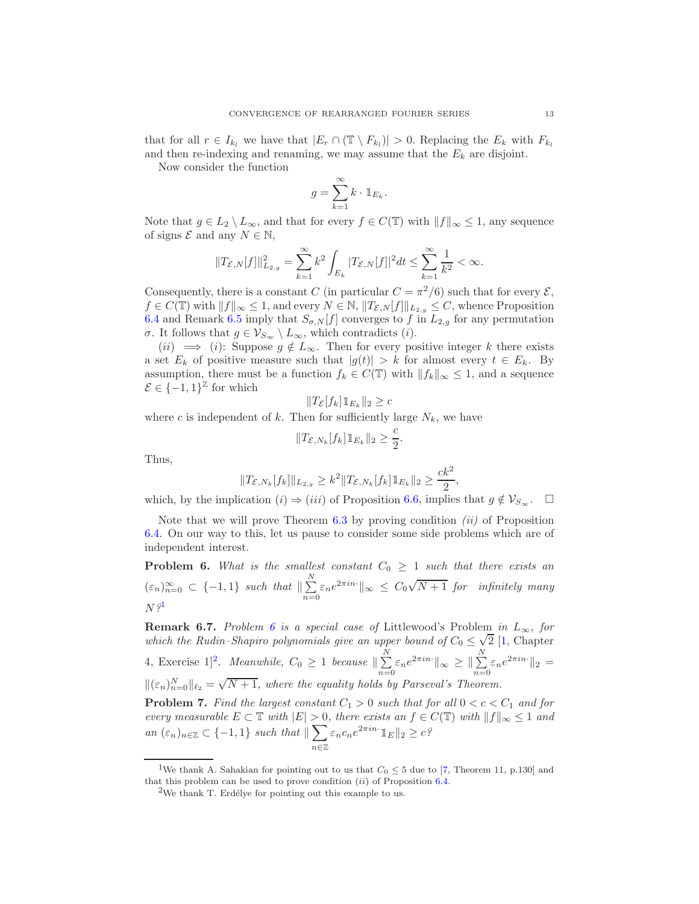that for all $r \in I_{k_l}$ we have that $|E_r \cap (\mathbb{T} \setminus F_{k_l})| > 0$. Replacing the $E_k$ with $F_{k_l}$ and then re-indexing and renaming, we may assume that the $E_k$ are disjoint.

Now consider the function

$$g = \sum_{k=1}^{\infty} k \cdot \mathbb{1}_{E_k}.$$

Note that $g \in L_2 \setminus L_\infty$, and that for every $f \in C(\mathbb{T})$ with $\|f\|_\infty \leq 1$, any sequence of signs $\mathcal{E}$ and any $N \in \mathbb{N}$,

$$\|T_{\mathcal{E},N}[f]\|_{L_{2,g}}^2 = \sum_{k=1}^{\infty} k^2 \int_{E_k} |T_{\mathcal{E},N}[f]|^2 dt \leq \sum_{k=1}^{\infty} \frac{1}{k^2} < \infty.$$

Consequently, there is a constant $C$ (in particular $C = \pi^2/6$) such that for every $\mathcal{E}$, $f \in C(\mathbb{T})$ with $\|f\|_\infty \leq 1$, and every $N \in \mathbb{N}$, $\|T_{\mathcal{E},N}[f]\|_{L_{2,g}} \leq C$, whence Proposition 6.4 and Remark 6.5 imply that $S_{\sigma,N}[f]$ converges to $f$ in $L_{2,g}$ for any permutation $\sigma$. It follows that $g \in \mathcal{V}_{S_\infty} \setminus L_\infty$, which contradicts $(i)$.

$(ii) \implies (i)$: Suppose $g \notin L_\infty$. Then for every positive integer $k$ there exists a set $E_k$ of positive measure such that $|g(t)| > k$ for almost every $t \in E_k$. By assumption, there must be a function $f_k \in C(\mathbb{T})$ with $\|f_k\|_\infty \leq 1$, and a sequence $\mathcal{E} \in \{-1,1\}^{\mathbb{Z}}$ for which

$$\|T_{\mathcal{E}}[f_k] \mathbb{1}_{E_k}\|_2 \geq c$$

where $c$ is independent of $k$. Then for sufficiently large $N_k$, we have

$$\|T_{\mathcal{E},N_k}[f_k] \mathbb{1}_{E_k}\|_2 \geq \frac{c}{2}.$$

Thus,

$$\|T_{\mathcal{E},N_k}[f_k]\|_{L_{2,g}} \geq k^2 \|T_{\mathcal{E},N_k}[f_k] \mathbb{1}_{E_k}\|_2 \geq \frac{ck^2}{2},$$

which, by the implication $(i) \Rightarrow (iii)$ of Proposition 6.6, implies that $g \notin \mathcal{V}_{S_\infty}$. $\square$

Note that we will prove Theorem 6.3 by proving condition *(ii)* of Proposition 6.4. On our way to this, let us pause to consider some side problems which are of independent interest.

**Problem 6.** *What is the smallest constant $C_0 \geq 1$ such that there exists an $(\varepsilon_n)_{n=0}^\infty \subset \{-1,1\}$ such that $\|\sum_{n=0}^{N} \varepsilon_n e^{2\pi i n \cdot}\|_\infty \leq C_0\sqrt{N+1}$ for infinitely many $N$?*[1]

**Remark 6.7.** *Problem 6 is a special case of* Littlewood's Problem *in $L_\infty$, for which the Rudin–Shapiro polynomials give an upper bound of $C_0 \leq \sqrt{2}$ [1, Chapter 4, Exercise 1][2]. Meanwhile, $C_0 \geq 1$ because $\|\sum_{n=0}^{N} \varepsilon_n e^{2\pi i n \cdot}\|_\infty \geq \|\sum_{n=0}^{N} \varepsilon_n e^{2\pi i n \cdot}\|_2 = \|(\varepsilon_n)_{n=0}^N\|_{\ell_2} = \sqrt{N+1}$, where the equality holds by Parseval's Theorem.*

**Problem 7.** *Find the largest constant $C_1 > 0$ such that for all $0 < c < C_1$ and for every measurable $E \subset \mathbb{T}$ with $|E| > 0$, there exists an $f \in C(\mathbb{T})$ with $\|f\|_\infty \leq 1$ and an $(\varepsilon_n)_{n\in\mathbb{Z}} \subset \{-1,1\}$ such that $\|\sum_{n\in\mathbb{Z}} \varepsilon_n c_n e^{2\pi i n \cdot} \mathbb{1}_E\|_2 \geq c$?*

---

[1] We thank A. Sahakian for pointing out to us that $C_0 \leq 5$ due to [7, Theorem 11, p.130] and that this problem can be used to prove condition $(ii)$ of Proposition 6.4.

[2] We thank T. Erdélye for pointing out this example to us.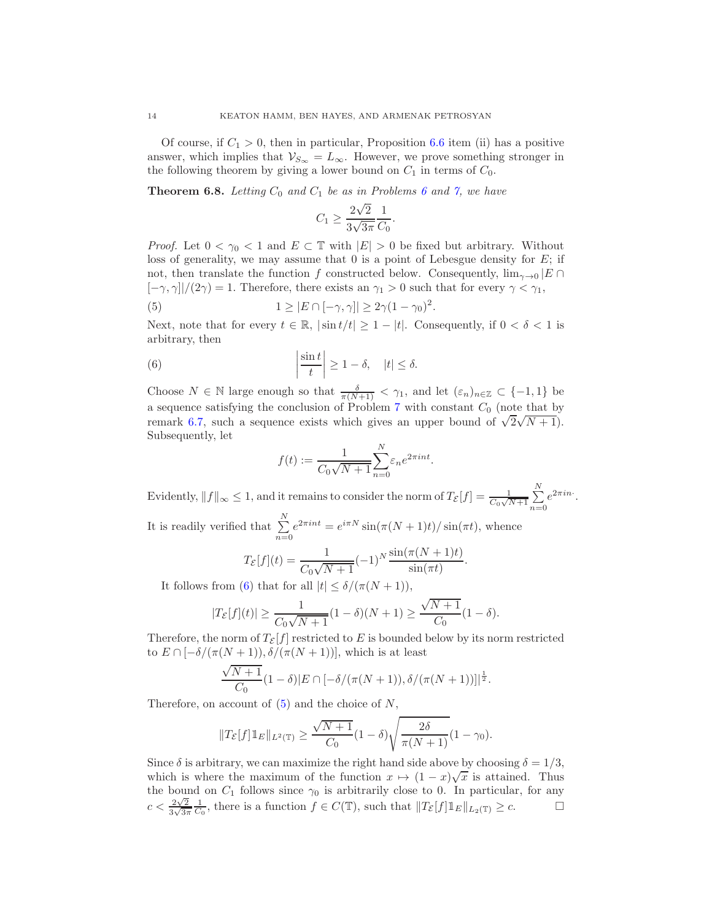Of course, if $C_1 > 0$, then in particular, Proposition 6.6 item (ii) has a positive answer, which implies that $\mathcal{V}_{S_\infty} = L_\infty$. However, we prove something stronger in the following theorem by giving a lower bound on $C_1$ in terms of $C_0$.

**Theorem 6.8.** *Letting $C_0$ and $C_1$ be as in Problems 6 and 7, we have*

$$C_1 \geq \frac{2\sqrt{2}}{3\sqrt{3\pi}} \frac{1}{C_0}.$$

*Proof.* Let $0 < \gamma_0 < 1$ and $E \subset \mathbb{T}$ with $|E| > 0$ be fixed but arbitrary. Without loss of generality, we may assume that 0 is a point of Lebesgue density for $E$; if not, then translate the function $f$ constructed below. Consequently, $\lim_{\gamma\to 0} |E \cap [-\gamma, \gamma]|/(2\gamma) = 1$. Therefore, there exists an $\gamma_1 > 0$ such that for every $\gamma < \gamma_1$,

$$1 \geq |E \cap [-\gamma, \gamma]| \geq 2\gamma(1 - \gamma_0)^2. \tag{5}$$

Next, note that for every $t \in \mathbb{R}$, $|\sin t/t| \geq 1 - |t|$. Consequently, if $0 < \delta < 1$ is arbitrary, then

$$\left|\frac{\sin t}{t}\right| \geq 1 - \delta, \quad |t| \leq \delta. \tag{6}$$

Choose $N \in \mathbb{N}$ large enough so that $\frac{\delta}{\pi(N+1)} < \gamma_1$, and let $(\varepsilon_n)_{n\in\mathbb{Z}} \subset \{-1, 1\}$ be a sequence satisfying the conclusion of Problem 7 with constant $C_0$ (note that by remark 6.7, such a sequence exists which gives an upper bound of $\sqrt{2}\sqrt{N+1}$). Subsequently, let

$$f(t) := \frac{1}{C_0\sqrt{N+1}} \sum_{n=0}^{N} \varepsilon_n e^{2\pi i n t}.$$

Evidently, $\|f\|_\infty \leq 1$, and it remains to consider the norm of $T_{\mathcal{E}}[f] = \frac{1}{C_0\sqrt{N+1}} \sum_{n=0}^{N} e^{2\pi i n \cdot}$. It is readily verified that $\sum_{n=0}^{N} e^{2\pi i n t} = e^{i\pi N} \sin(\pi(N+1)t)/\sin(\pi t)$, whence

$$T_{\mathcal{E}}[f](t) = \frac{1}{C_0\sqrt{N+1}} (-1)^N \frac{\sin(\pi(N+1)t)}{\sin(\pi t)}.$$

It follows from (6) that for all $|t| \leq \delta/(\pi(N+1))$,

$$|T_{\mathcal{E}}[f](t)| \geq \frac{1}{C_0\sqrt{N+1}} (1 - \delta)(N+1) \geq \frac{\sqrt{N+1}}{C_0}(1 - \delta).$$

Therefore, the norm of $T_{\mathcal{E}}[f]$ restricted to $E$ is bounded below by its norm restricted to $E \cap [-\delta/(\pi(N+1)), \delta/(\pi(N+1))]$, which is at least

$$\frac{\sqrt{N+1}}{C_0}(1 - \delta)|E \cap [-\delta/(\pi(N+1)), \delta/(\pi(N+1))]|^{\frac{1}{2}}.$$

Therefore, on account of (5) and the choice of $N$,

$$\|T_{\mathcal{E}}[f]\mathbb{1}_E\|_{L^2(\mathbb{T})} \geq \frac{\sqrt{N+1}}{C_0}(1 - \delta)\sqrt{\frac{2\delta}{\pi(N+1)}}(1 - \gamma_0).$$

Since $\delta$ is arbitrary, we can maximize the right hand side above by choosing $\delta = 1/3$, which is where the maximum of the function $x \mapsto (1 - x)\sqrt{x}$ is attained. Thus the bound on $C_1$ follows since $\gamma_0$ is arbitrarily close to 0. In particular, for any $c < \frac{2\sqrt{2}}{3\sqrt{3\pi}} \frac{1}{C_0}$, there is a function $f \in C(\mathbb{T})$, such that $\|T_{\mathcal{E}}[f]\mathbb{1}_E\|_{L_2(\mathbb{T})} \geq c$. $\square$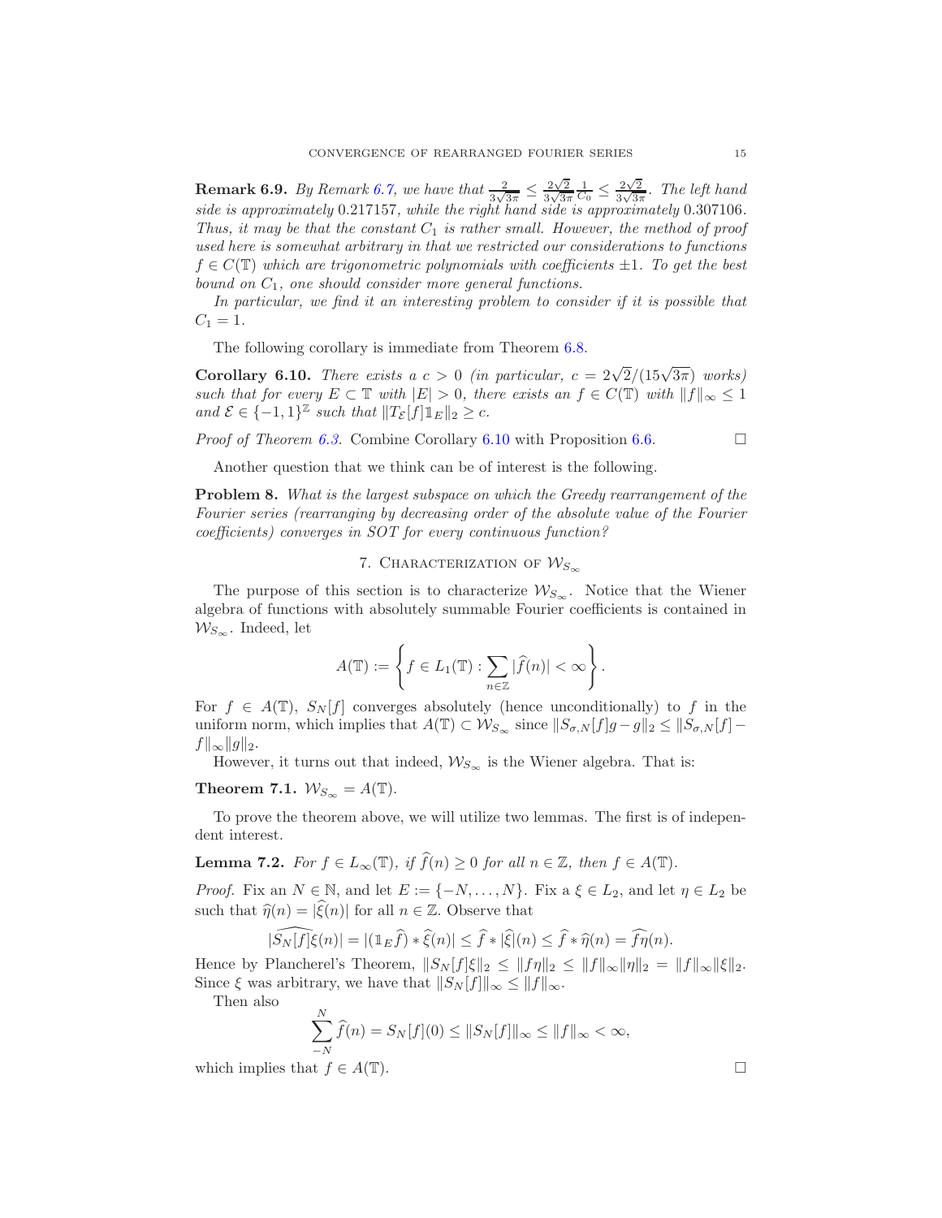**Remark 6.9.** *By Remark 6.7, we have that $\frac{2}{3\sqrt{3\pi}} \leq \frac{2\sqrt{2}}{3\sqrt{3\pi}}\frac{1}{C_0} \leq \frac{2\sqrt{2}}{3\sqrt{3\pi}}$. The left hand side is approximately 0.217157, while the right hand side is approximately 0.307106. Thus, it may be that the constant $C_1$ is rather small. However, the method of proof used here is somewhat arbitrary in that we restricted our considerations to functions $f \in C(\mathbb{T})$ which are trigonometric polynomials with coefficients $\pm 1$. To get the best bound on $C_1$, one should consider more general functions.*

*In particular, we find it an interesting problem to consider if it is possible that $C_1 = 1$.*

The following corollary is immediate from Theorem 6.8.

**Corollary 6.10.** *There exists a $c > 0$ (in particular, $c = 2\sqrt{2}/(15\sqrt{3\pi})$ works) such that for every $E \subset \mathbb{T}$ with $|E| > 0$, there exists an $f \in C(\mathbb{T})$ with $\|f\|_\infty \leq 1$ and $\mathcal{E} \in \{-1, 1\}^{\mathbb{Z}}$ such that $\|T_{\mathcal{E}}[f]\mathbb{1}_E\|_2 \geq c$.*

*Proof of Theorem 6.3.* Combine Corollary 6.10 with Proposition 6.6. $\square$

Another question that we think can be of interest is the following.

**Problem 8.** *What is the largest subspace on which the Greedy rearrangement of the Fourier series (rearranging by decreasing order of the absolute value of the Fourier coefficients) converges in SOT for every continuous function?*

## 7. Characterization of $\mathcal{W}_{S_\infty}$

The purpose of this section is to characterize $\mathcal{W}_{S_\infty}$. Notice that the Wiener algebra of functions with absolutely summable Fourier coefficients is contained in $\mathcal{W}_{S_\infty}$. Indeed, let

$$A(\mathbb{T}) := \left\{ f \in L_1(\mathbb{T}) : \sum_{n \in \mathbb{Z}} |\widehat{f}(n)| < \infty \right\}.$$

For $f \in A(\mathbb{T})$, $S_N[f]$ converges absolutely (hence unconditionally) to $f$ in the uniform norm, which implies that $A(\mathbb{T}) \subset \mathcal{W}_{S_\infty}$ since $\|S_{\sigma,N}[f]g - g\|_2 \leq \|S_{\sigma,N}[f] - f\|_\infty \|g\|_2$.

However, it turns out that indeed, $\mathcal{W}_{S_\infty}$ is the Wiener algebra. That is:

**Theorem 7.1.** $\mathcal{W}_{S_\infty} = A(\mathbb{T})$.

To prove the theorem above, we will utilize two lemmas. The first is of independent interest.

**Lemma 7.2.** *For $f \in L_\infty(\mathbb{T})$, if $\widehat{f}(n) \geq 0$ for all $n \in \mathbb{Z}$, then $f \in A(\mathbb{T})$.*

*Proof.* Fix an $N \in \mathbb{N}$, and let $E := \{-N, \dots, N\}$. Fix a $\xi \in L_2$, and let $\eta \in L_2$ be such that $\widehat{\eta}(n) = |\widehat{\xi}(n)|$ for all $n \in \mathbb{Z}$. Observe that

$$|\widehat{S_N[f]\xi}(n)| = |(\mathbb{1}_E \widehat{f}) * \widehat{\xi}(n)| \leq \widehat{f} * |\widehat{\xi}|(n) \leq \widehat{f} * \widehat{\eta}(n) = \widehat{f\eta}(n).$$

Hence by Plancherel's Theorem, $\|S_N[f]\xi\|_2 \leq \|f\eta\|_2 \leq \|f\|_\infty \|\eta\|_2 = \|f\|_\infty \|\xi\|_2$. Since $\xi$ was arbitrary, we have that $\|S_N[f]\|_\infty \leq \|f\|_\infty$.

Then also

$$\sum_{-N}^{N} \widehat{f}(n) = S_N[f](0) \leq \|S_N[f]\|_\infty \leq \|f\|_\infty < \infty,$$

which implies that $f \in A(\mathbb{T})$. $\square$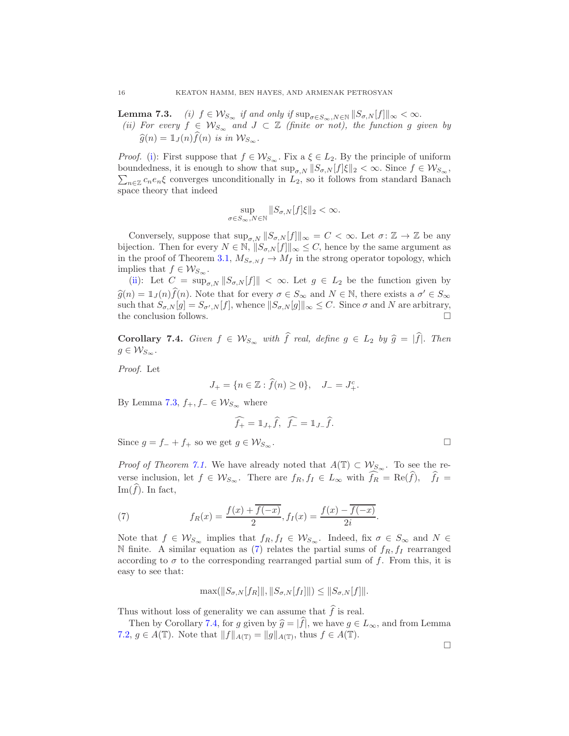**Lemma 7.3.** *(i) $f \in \mathcal{W}_{S_\infty}$ if and only if $\sup_{\sigma \in S_\infty, N \in \mathbb{N}} \|S_{\sigma,N}[f]\|_\infty < \infty$.*
*(ii) For every $f \in \mathcal{W}_{S_\infty}$ and $J \subset \mathbb{Z}$ (finite or not), the function $g$ given by $\widehat{g}(n) = \mathbb{1}_J(n)\widehat{f}(n)$ is in $\mathcal{W}_{S_\infty}$.*

*Proof.* (i): First suppose that $f \in \mathcal{W}_{S_\infty}$. Fix a $\xi \in L_2$. By the principle of uniform boundedness, it is enough to show that $\sup_{\sigma,N} \|S_{\sigma,N}[f]\xi\|_2 < \infty$. Since $f \in \mathcal{W}_{S_\infty}$, $\sum_{n\in\mathbb{Z}} c_n e_n \xi$ converges unconditionally in $L_2$, so it follows from standard Banach space theory that indeed

$$\sup_{\sigma \in S_\infty, N \in \mathbb{N}} \|S_{\sigma,N}[f]\xi\|_2 < \infty.$$

Conversely, suppose that $\sup_{\sigma,N} \|S_{\sigma,N}[f]\|_\infty = C < \infty$. Let $\sigma \colon \mathbb{Z} \to \mathbb{Z}$ be any bijection. Then for every $N \in \mathbb{N}$, $\|S_{\sigma,N}[f]\|_\infty \leq C$, hence by the same argument as in the proof of Theorem 3.1, $M_{S_{\sigma,N}f} \to M_f$ in the strong operator topology, which implies that $f \in \mathcal{W}_{S_\infty}$.

(ii): Let $C = \sup_{\sigma,N} \|S_{\sigma,N}[f]\| < \infty$. Let $g \in L_2$ be the function given by $\widehat{g}(n) = \mathbb{1}_J(n)\widehat{f}(n)$. Note that for every $\sigma \in S_\infty$ and $N \in \mathbb{N}$, there exists a $\sigma' \in S_\infty$ such that $S_{\sigma,N}[g] = S_{\sigma',N}[f]$, whence $\|S_{\sigma,N}[g]\|_\infty \leq C$. Since $\sigma$ and $N$ are arbitrary, the conclusion follows. $\square$

**Corollary 7.4.** *Given $f \in \mathcal{W}_{S_\infty}$ with $\widehat{f}$ real, define $g \in L_2$ by $\widehat{g} = |\widehat{f}|$. Then $g \in \mathcal{W}_{S_\infty}$.*

*Proof.* Let

$$J_+ = \{n \in \mathbb{Z} : \widehat{f}(n) \geq 0\}, \quad J_- = J_+^c.$$

By Lemma 7.3, $f_+, f_- \in \mathcal{W}_{S_\infty}$ where

$$\widehat{f_+} = \mathbb{1}_{J_+}\widehat{f}, \;\; \widehat{f_-} = \mathbb{1}_{J_-}\widehat{f}.$$

Since $g = f_- + f_+$ so we get $g \in \mathcal{W}_{S_\infty}$. $\square$

*Proof of Theorem 7.1.* We have already noted that $A(\mathbb{T}) \subset \mathcal{W}_{S_\infty}$. To see the reverse inclusion, let $f \in \mathcal{W}_{S_\infty}$. There are $f_R, f_I \in L_\infty$ with $\widehat{f_R} = \mathrm{Re}(\widehat{f})$, $\;\widehat{f}_I = \mathrm{Im}(\widehat{f})$. In fact,

$$f_R(x) = \frac{f(x) + \overline{f(-x)}}{2}, f_I(x) = \frac{f(x) - \overline{f(-x)}}{2i}. \tag{7}$$

Note that $f \in \mathcal{W}_{S_\infty}$ implies that $f_R, f_I \in \mathcal{W}_{S_\infty}$. Indeed, fix $\sigma \in S_\infty$ and $N \in \mathbb{N}$ finite. A similar equation as (7) relates the partial sums of $f_R, f_I$ rearranged according to $\sigma$ to the corresponding rearranged partial sum of $f$. From this, it is easy to see that:

$$\max(\|S_{\sigma,N}[f_R]\|, \|S_{\sigma,N}[f_I]\|) \leq \|S_{\sigma,N}[f]\|.$$

Thus without loss of generality we can assume that $\widehat{f}$ is real.

Then by Corollary 7.4, for $g$ given by $\widehat{g} = |\widehat{f}|$, we have $g \in L_\infty$, and from Lemma 7.2, $g \in A(\mathbb{T})$. Note that $\|f\|_{A(\mathbb{T})} = \|g\|_{A(\mathbb{T})}$, thus $f \in A(\mathbb{T})$. $\square$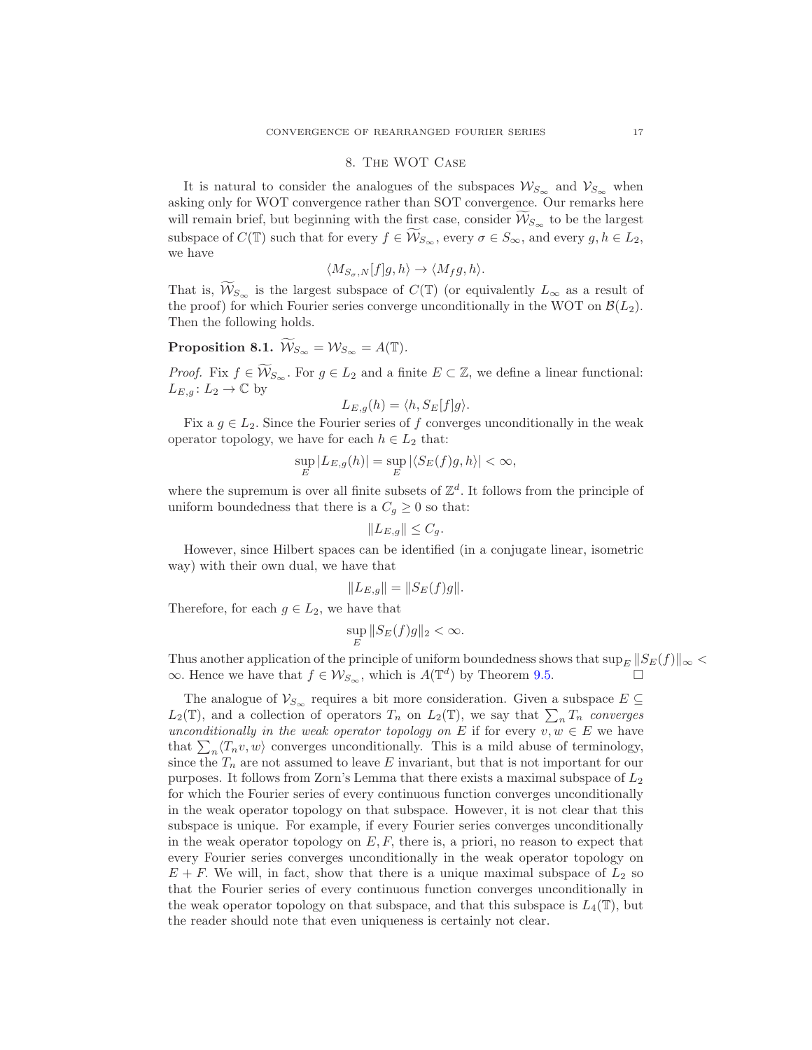## 8. The WOT Case

It is natural to consider the analogues of the subspaces $\mathcal{W}_{S_\infty}$ and $\mathcal{V}_{S_\infty}$ when asking only for WOT convergence rather than SOT convergence. Our remarks here will remain brief, but beginning with the first case, consider $\widetilde{\mathcal{W}}_{S_\infty}$ to be the largest subspace of $C(\mathbb{T})$ such that for every $f \in \widetilde{\mathcal{W}}_{S_\infty}$, every $\sigma \in S_\infty$, and every $g, h \in L_2$, we have

$$\langle M_{S_\sigma,N}[f]g, h\rangle \to \langle M_f g, h\rangle.$$

That is, $\widetilde{\mathcal{W}}_{S_\infty}$ is the largest subspace of $C(\mathbb{T})$ (or equivalently $L_\infty$ as a result of the proof) for which Fourier series converge unconditionally in the WOT on $\mathcal{B}(L_2)$. Then the following holds.

**Proposition 8.1.** $\widetilde{\mathcal{W}}_{S_\infty} = \mathcal{W}_{S_\infty} = A(\mathbb{T})$.

*Proof.* Fix $f \in \widetilde{\mathcal{W}}_{S_\infty}$. For $g \in L_2$ and a finite $E \subset \mathbb{Z}$, we define a linear functional: $L_{E,g} \colon L_2 \to \mathbb{C}$ by

$$L_{E,g}(h) = \langle h, S_E[f]g\rangle.$$

Fix a $g \in L_2$. Since the Fourier series of $f$ converges unconditionally in the weak operator topology, we have for each $h \in L_2$ that:

$$\sup_E |L_{E,g}(h)| = \sup_E |\langle S_E(f)g, h\rangle| < \infty,$$

where the supremum is over all finite subsets of $\mathbb{Z}^d$. It follows from the principle of uniform boundedness that there is a $C_g \geq 0$ so that:

$$\|L_{E,g}\| \leq C_g.$$

However, since Hilbert spaces can be identified (in a conjugate linear, isometric way) with their own dual, we have that

$$\|L_{E,g}\| = \|S_E(f)g\|.$$

Therefore, for each $g \in L_2$, we have that

$$\sup_E \|S_E(f)g\|_2 < \infty.$$

Thus another application of the principle of uniform boundedness shows that $\sup_E \|S_E(f)\|_\infty < \infty$. Hence we have that $f \in \mathcal{W}_{S_\infty}$, which is $A(\mathbb{T}^d)$ by Theorem 9.5. $\square$

The analogue of $\mathcal{V}_{S_\infty}$ requires a bit more consideration. Given a subspace $E \subseteq L_2(\mathbb{T})$, and a collection of operators $T_n$ on $L_2(\mathbb{T})$, we say that $\sum_n T_n$ *converges unconditionally in the weak operator topology on* $E$ if for every $v, w \in E$ we have that $\sum_n \langle T_n v, w\rangle$ converges unconditionally. This is a mild abuse of terminology, since the $T_n$ are not assumed to leave $E$ invariant, but that is not important for our purposes. It follows from Zorn's Lemma that there exists a maximal subspace of $L_2$ for which the Fourier series of every continuous function converges unconditionally in the weak operator topology on that subspace. However, it is not clear that this subspace is unique. For example, if every Fourier series converges unconditionally in the weak operator topology on $E, F$, there is, a priori, no reason to expect that every Fourier series converges unconditionally in the weak operator topology on $E + F$. We will, in fact, show that there is a unique maximal subspace of $L_2$ so that the Fourier series of every continuous function converges unconditionally in the weak operator topology on that subspace, and that this subspace is $L_4(\mathbb{T})$, but the reader should note that even uniqueness is certainly not clear.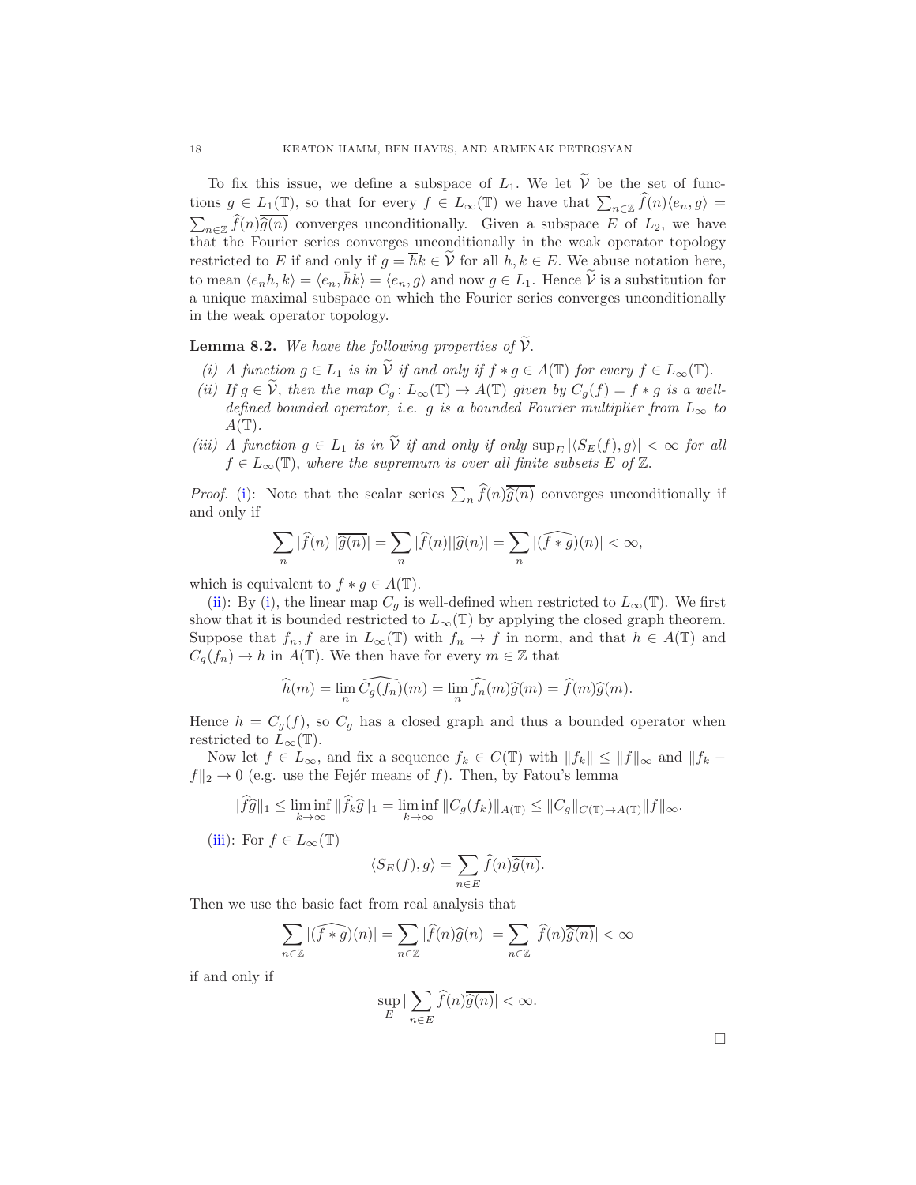To fix this issue, we define a subspace of $L_1$. We let $\widetilde{\mathcal{V}}$ be the set of functions $g \in L_1(\mathbb{T})$, so that for every $f \in L_\infty(\mathbb{T})$ we have that $\sum_{n\in\mathbb{Z}} \widehat{f}(n)\langle e_n, g\rangle = \sum_{n\in\mathbb{Z}} \widehat{f}(n)\overline{\widehat{g}(n)}$ converges unconditionally. Given a subspace $E$ of $L_2$, we have that the Fourier series converges unconditionally in the weak operator topology restricted to $E$ if and only if $g = \overline{h}k \in \widetilde{\mathcal{V}}$ for all $h, k \in E$. We abuse notation here, to mean $\langle e_n h, k\rangle = \langle e_n, \bar{h}k\rangle = \langle e_n, g\rangle$ and now $g \in L_1$. Hence $\widetilde{\mathcal{V}}$ is a substitution for a unique maximal subspace on which the Fourier series converges unconditionally in the weak operator topology.

**Lemma 8.2.** *We have the following properties of $\widetilde{\mathcal{V}}$.*

*(i) A function $g \in L_1$ is in $\widetilde{\mathcal{V}}$ if and only if $f * g \in A(\mathbb{T})$ for every $f \in L_\infty(\mathbb{T})$.*

*(ii) If $g \in \widetilde{\mathcal{V}}$, then the map $C_g \colon L_\infty(\mathbb{T}) \to A(\mathbb{T})$ given by $C_g(f) = f * g$ is a well-defined bounded operator, i.e. $g$ is a bounded Fourier multiplier from $L_\infty$ to $A(\mathbb{T})$.*

*(iii) A function $g \in L_1$ is in $\widetilde{\mathcal{V}}$ if and only if only $\sup_E |\langle S_E(f), g\rangle| < \infty$ for all $f \in L_\infty(\mathbb{T})$, where the supremum is over all finite subsets $E$ of $\mathbb{Z}$.*

*Proof.* (i): Note that the scalar series $\sum_n \widehat{f}(n)\overline{\widehat{g}(n)}$ converges unconditionally if and only if

$$\sum_n |\widehat{f}(n)||\overline{\widehat{g}(n)}| = \sum_n |\widehat{f}(n)||\widehat{g}(n)| = \sum_n |\widehat{(f*g)}(n)| < \infty,$$

which is equivalent to $f * g \in A(\mathbb{T})$.

(ii): By (i), the linear map $C_g$ is well-defined when restricted to $L_\infty(\mathbb{T})$. We first show that it is bounded restricted to $L_\infty(\mathbb{T})$ by applying the closed graph theorem. Suppose that $f_n, f$ are in $L_\infty(\mathbb{T})$ with $f_n \to f$ in norm, and that $h \in A(\mathbb{T})$ and $C_g(f_n) \to h$ in $A(\mathbb{T})$. We then have for every $m \in \mathbb{Z}$ that

$$\widehat{h}(m) = \lim_n \widehat{C_g(f_n)}(m) = \lim_n \widehat{f_n}(m)\widehat{g}(m) = \widehat{f}(m)\widehat{g}(m).$$

Hence $h = C_g(f)$, so $C_g$ has a closed graph and thus a bounded operator when restricted to $L_\infty(\mathbb{T})$.

Now let $f \in L_\infty$, and fix a sequence $f_k \in C(\mathbb{T})$ with $\|f_k\| \le \|f\|_\infty$ and $\|f_k - f\|_2 \to 0$ (e.g. use the Fejér means of $f$). Then, by Fatou's lemma

$$\|\widehat{f}\widehat{g}\|_1 \le \liminf_{k\to\infty} \|\widehat{f}_k\widehat{g}\|_1 = \liminf_{k\to\infty} \|C_g(f_k)\|_{A(\mathbb{T})} \le \|C_g\|_{C(\mathbb{T})\to A(\mathbb{T})}\|f\|_\infty.$$

(iii): For $f \in L_\infty(\mathbb{T})$

$$\langle S_E(f), g\rangle = \sum_{n\in E} \widehat{f}(n)\overline{\widehat{g}(n)}.$$

Then we use the basic fact from real analysis that

$$\sum_{n\in\mathbb{Z}} |\widehat{(f*g)}(n)| = \sum_{n\in\mathbb{Z}} |\widehat{f}(n)\widehat{g}(n)| = \sum_{n\in\mathbb{Z}} |\widehat{f}(n)\overline{\widehat{g}(n)}| < \infty$$

if and only if

$$\sup_E |\sum_{n\in E} \widehat{f}(n)\overline{\widehat{g}(n)}| < \infty.$$

$\square$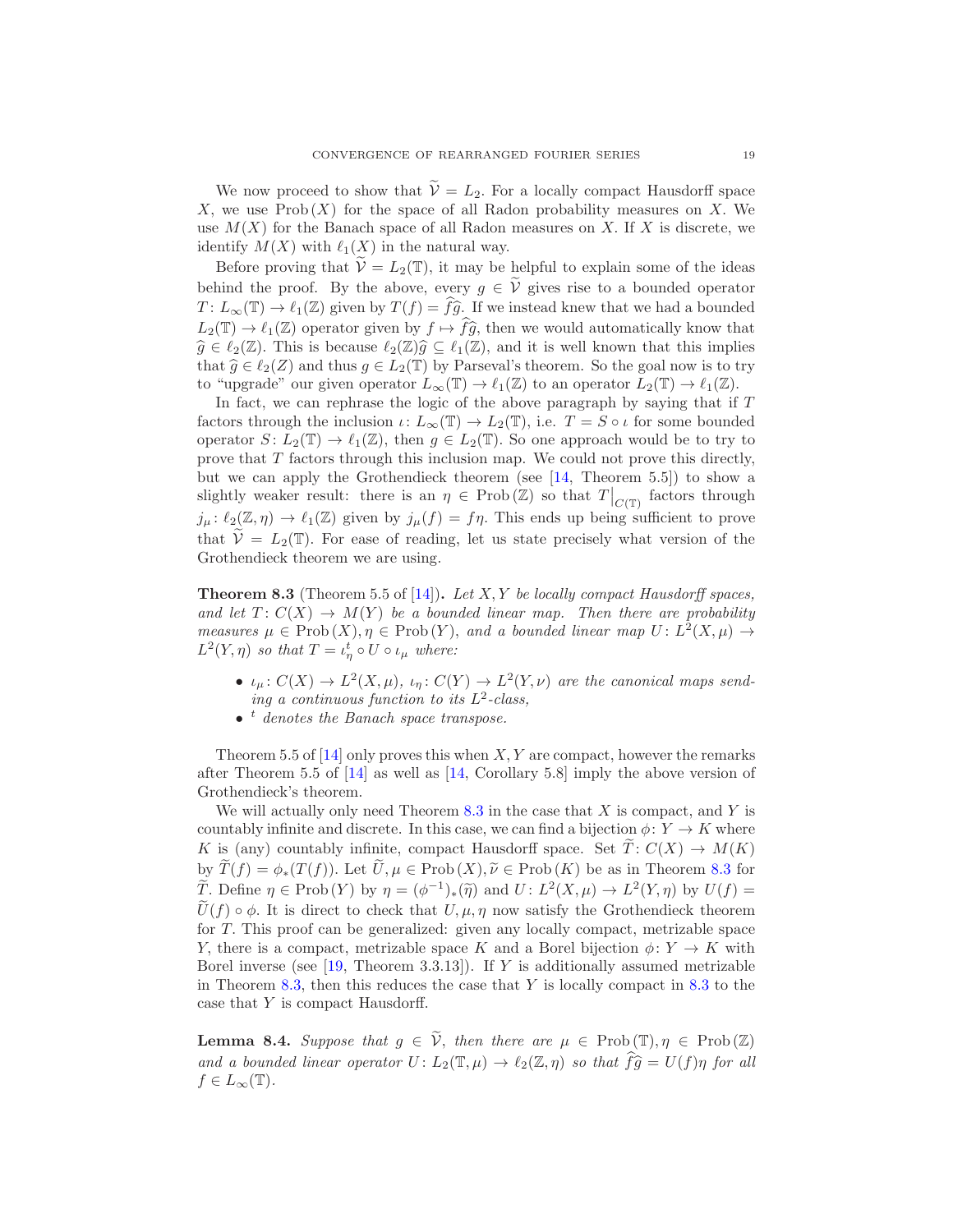We now proceed to show that $\widetilde{\mathcal{V}} = L_2$. For a locally compact Hausdorff space $X$, we use $\mathrm{Prob}\,(X)$ for the space of all Radon probability measures on $X$. We use $M(X)$ for the Banach space of all Radon measures on $X$. If $X$ is discrete, we identify $M(X)$ with $\ell_1(X)$ in the natural way.

Before proving that $\widetilde{\mathcal{V}} = L_2(\mathbb{T})$, it may be helpful to explain some of the ideas behind the proof. By the above, every $g \in \widetilde{\mathcal{V}}$ gives rise to a bounded operator $T\colon L_\infty(\mathbb{T}) \to \ell_1(\mathbb{Z})$ given by $T(f) = \widehat{f}\widehat{g}$. If we instead knew that we had a bounded $L_2(\mathbb{T}) \to \ell_1(\mathbb{Z})$ operator given by $f \mapsto \widehat{f}\widehat{g}$, then we would automatically know that $\widehat{g} \in \ell_2(\mathbb{Z})$. This is because $\ell_2(\mathbb{Z})\widehat{g} \subseteq \ell_1(\mathbb{Z})$, and it is well known that this implies that $\widehat{g} \in \ell_2(Z)$ and thus $g \in L_2(\mathbb{T})$ by Parseval's theorem. So the goal now is to try to "upgrade" our given operator $L_\infty(\mathbb{T}) \to \ell_1(\mathbb{Z})$ to an operator $L_2(\mathbb{T}) \to \ell_1(\mathbb{Z})$.

In fact, we can rephrase the logic of the above paragraph by saying that if $T$ factors through the inclusion $\iota\colon L_\infty(\mathbb{T}) \to L_2(\mathbb{T})$, i.e. $T = S \circ \iota$ for some bounded operator $S\colon L_2(\mathbb{T}) \to \ell_1(\mathbb{Z})$, then $g \in L_2(\mathbb{T})$. So one approach would be to try to prove that $T$ factors through this inclusion map. We could not prove this directly, but we can apply the Grothendieck theorem (see [14, Theorem 5.5]) to show a slightly weaker result: there is an $\eta \in \mathrm{Prob}\,(\mathbb{Z})$ so that $T\big|_{C(\mathbb{T})}$ factors through $j_\mu\colon \ell_2(\mathbb{Z}, \eta) \to \ell_1(\mathbb{Z})$ given by $j_\mu(f) = f\eta$. This ends up being sufficient to prove that $\widetilde{\mathcal{V}} = L_2(\mathbb{T})$. For ease of reading, let us state precisely what version of the Grothendieck theorem we are using.

**Theorem 8.3** (Theorem 5.5 of [14])**.** *Let $X, Y$ be locally compact Hausdorff spaces, and let $T\colon C(X) \to M(Y)$ be a bounded linear map. Then there are probability measures $\mu \in \mathrm{Prob}\,(X), \eta \in \mathrm{Prob}\,(Y)$, and a bounded linear map $U\colon L^2(X, \mu) \to L^2(Y, \eta)$ so that $T = \iota_\eta^t \circ U \circ \iota_\mu$ where:*

- *$\iota_\mu\colon C(X) \to L^2(X, \mu)$, $\iota_\eta\colon C(Y) \to L^2(Y, \nu)$ are the canonical maps sending a continuous function to its $L^2$-class,*
- *$^t$ denotes the Banach space transpose.*

Theorem 5.5 of [14] only proves this when $X, Y$ are compact, however the remarks after Theorem 5.5 of [14] as well as [14, Corollary 5.8] imply the above version of Grothendieck's theorem.

We will actually only need Theorem 8.3 in the case that $X$ is compact, and $Y$ is countably infinite and discrete. In this case, we can find a bijection $\phi\colon Y \to K$ where $K$ is (any) countably infinite, compact Hausdorff space. Set $\widetilde{T}\colon C(X) \to M(K)$ by $\widetilde{T}(f) = \phi_*(T(f))$. Let $\widetilde{U}, \mu \in \mathrm{Prob}\,(X), \widetilde{\nu} \in \mathrm{Prob}\,(K)$ be as in Theorem 8.3 for $\widetilde{T}$. Define $\eta \in \mathrm{Prob}\,(Y)$ by $\eta = (\phi^{-1})_*(\widetilde{\eta})$ and $U\colon L^2(X, \mu) \to L^2(Y, \eta)$ by $U(f) = \widetilde{U}(f) \circ \phi$. It is direct to check that $U, \mu, \eta$ now satisfy the Grothendieck theorem for $T$. This proof can be generalized: given any locally compact, metrizable space $Y$, there is a compact, metrizable space $K$ and a Borel bijection $\phi\colon Y \to K$ with Borel inverse (see [19, Theorem 3.3.13]). If $Y$ is additionally assumed metrizable in Theorem 8.3, then this reduces the case that $Y$ is locally compact in 8.3 to the case that $Y$ is compact Hausdorff.

**Lemma 8.4.** *Suppose that $g \in \widetilde{\mathcal{V}}$, then there are $\mu \in \mathrm{Prob}\,(\mathbb{T}), \eta \in \mathrm{Prob}\,(\mathbb{Z})$ and a bounded linear operator $U\colon L_2(\mathbb{T}, \mu) \to \ell_2(\mathbb{Z}, \eta)$ so that $\widehat{f}\widehat{g} = U(f)\eta$ for all $f \in L_\infty(\mathbb{T})$.*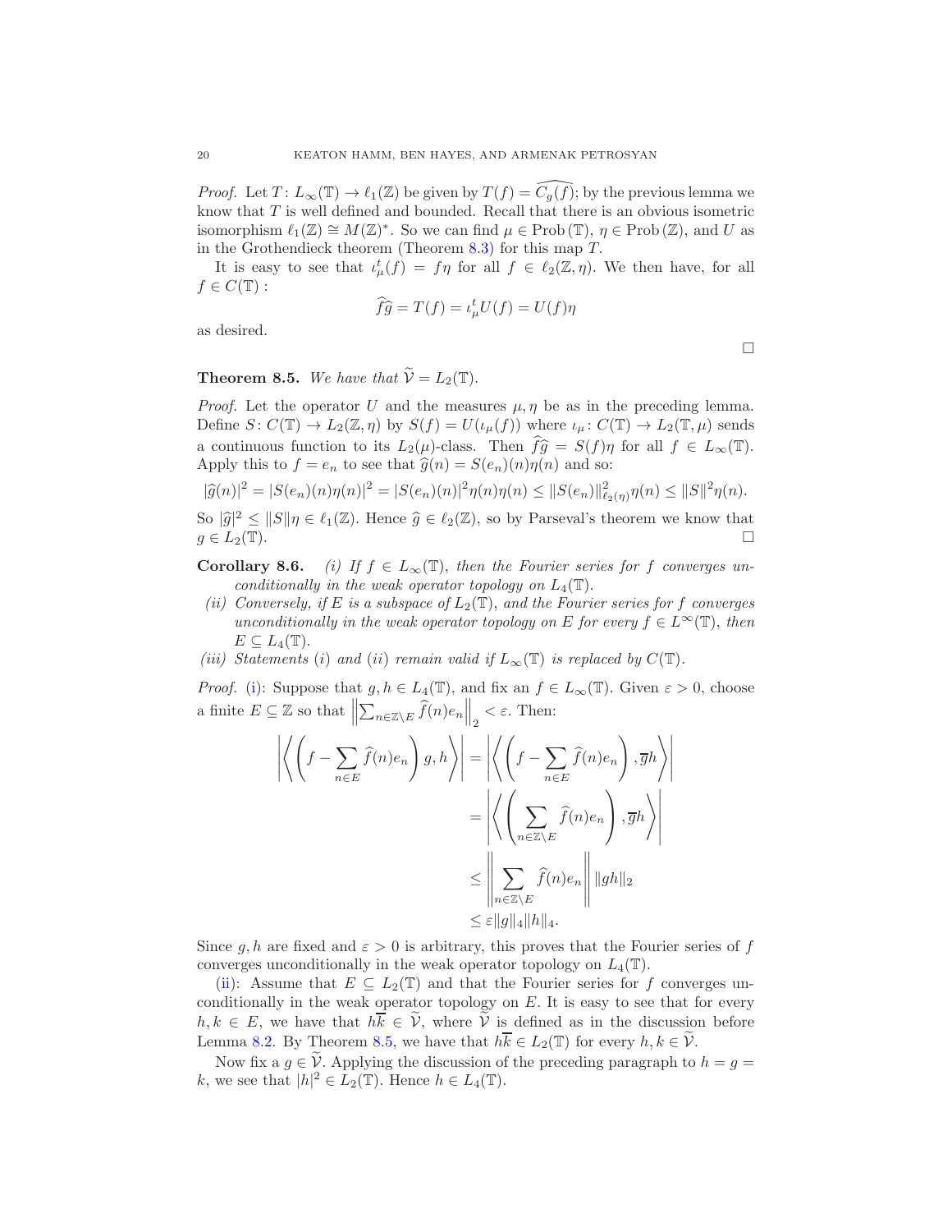*Proof.* Let $T: L_\infty(\mathbb{T}) \to \ell_1(\mathbb{Z})$ be given by $T(f) = \widehat{C_g(f)}$; by the previous lemma we know that $T$ is well defined and bounded. Recall that there is an obvious isometric isomorphism $\ell_1(\mathbb{Z}) \cong M(\mathbb{Z})^*$. So we can find $\mu \in \operatorname{Prob}(\mathbb{T})$, $\eta \in \operatorname{Prob}(\mathbb{Z})$, and $U$ as in the Grothendieck theorem (Theorem 8.3) for this map $T$.

It is easy to see that $\iota_\mu^t(f) = f\eta$ for all $f \in \ell_2(\mathbb{Z}, \eta)$. We then have, for all $f \in C(\mathbb{T})$ :

$$\widehat{f}\widehat{g} = T(f) = \iota_\mu^t U(f) = U(f)\eta$$

as desired. ∎

**Theorem 8.5.** *We have that $\widetilde{\mathcal{V}} = L_2(\mathbb{T})$.*

*Proof.* Let the operator $U$ and the measures $\mu, \eta$ be as in the preceding lemma. Define $S: C(\mathbb{T}) \to L_2(\mathbb{Z}, \eta)$ by $S(f) = U(\iota_\mu(f))$ where $\iota_\mu: C(\mathbb{T}) \to L_2(\mathbb{T}, \mu)$ sends a continuous function to its $L_2(\mu)$-class. Then $\widehat{f}\widehat{g} = S(f)\eta$ for all $f \in L_\infty(\mathbb{T})$. Apply this to $f = e_n$ to see that $\widehat{g}(n) = S(e_n)(n)\eta(n)$ and so:

$$|\widehat{g}(n)|^2 = |S(e_n)(n)\eta(n)|^2 = |S(e_n)(n)|^2\eta(n)\eta(n) \leq \|S(e_n)\|_{\ell_2(\eta)}^2\eta(n) \leq \|S\|^2\eta(n).$$

So $|\widehat{g}|^2 \leq \|S\|\eta \in \ell_1(\mathbb{Z})$. Hence $\widehat{g} \in \ell_2(\mathbb{Z})$, so by Parseval's theorem we know that $g \in L_2(\mathbb{T})$. ∎

**Corollary 8.6.** *(i) If $f \in L_\infty(\mathbb{T})$, then the Fourier series for $f$ converges unconditionally in the weak operator topology on $L_4(\mathbb{T})$.*

*(ii) Conversely, if $E$ is a subspace of $L_2(\mathbb{T})$, and the Fourier series for $f$ converges unconditionally in the weak operator topology on $E$ for every $f \in L^\infty(\mathbb{T})$, then $E \subseteq L_4(\mathbb{T})$.*

*(iii) Statements (i) and (ii) remain valid if $L_\infty(\mathbb{T})$ is replaced by $C(\mathbb{T})$.*

*Proof.* (i): Suppose that $g, h \in L_4(\mathbb{T})$, and fix an $f \in L_\infty(\mathbb{T})$. Given $\varepsilon > 0$, choose a finite $E \subseteq \mathbb{Z}$ so that $\left\|\sum_{n\in\mathbb{Z}\setminus E} \widehat{f}(n)e_n\right\|_2 < \varepsilon$. Then:

$$\begin{aligned}
\left|\left\langle \left(f - \sum_{n\in E} \widehat{f}(n)e_n\right) g, h\right\rangle\right| &= \left|\left\langle \left(f - \sum_{n\in E} \widehat{f}(n)e_n\right), \overline{g}h\right\rangle\right| \\
&= \left|\left\langle \left(\sum_{n\in\mathbb{Z}\setminus E} \widehat{f}(n)e_n\right), \overline{g}h\right\rangle\right| \\
&\leq \left\|\sum_{n\in\mathbb{Z}\setminus E} \widehat{f}(n)e_n\right\| \|gh\|_2 \\
&\leq \varepsilon\|g\|_4\|h\|_4.
\end{aligned}$$

Since $g, h$ are fixed and $\varepsilon > 0$ is arbitrary, this proves that the Fourier series of $f$ converges unconditionally in the weak operator topology on $L_4(\mathbb{T})$.

(ii): Assume that $E \subseteq L_2(\mathbb{T})$ and that the Fourier series for $f$ converges unconditionally in the weak operator topology on $E$. It is easy to see that for every $h, k \in E$, we have that $h\overline{k} \in \widetilde{\mathcal{V}}$, where $\widetilde{\mathcal{V}}$ is defined as in the discussion before Lemma 8.2. By Theorem 8.5, we have that $h\overline{k} \in L_2(\mathbb{T})$ for every $h, k \in \widetilde{\mathcal{V}}$.

Now fix a $g \in \widetilde{\mathcal{V}}$. Applying the discussion of the preceding paragraph to $h = g = k$, we see that $|h|^2 \in L_2(\mathbb{T})$. Hence $h \in L_4(\mathbb{T})$.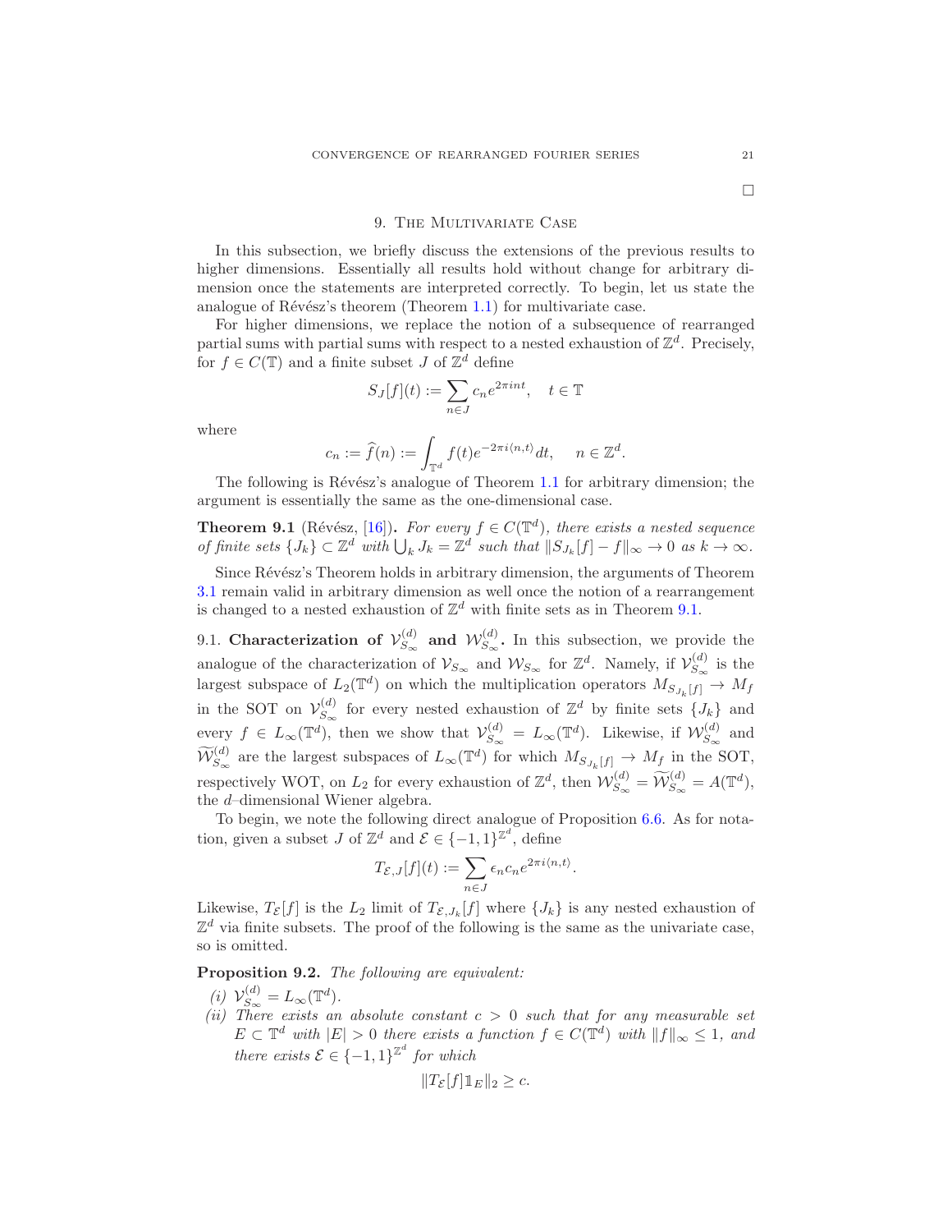□

## 9. The Multivariate Case

In this subsection, we briefly discuss the extensions of the previous results to higher dimensions. Essentially all results hold without change for arbitrary dimension once the statements are interpreted correctly. To begin, let us state the analogue of Révész's theorem (Theorem 1.1) for multivariate case.

For higher dimensions, we replace the notion of a subsequence of rearranged partial sums with partial sums with respect to a nested exhaustion of $\mathbb{Z}^d$. Precisely, for $f \in C(\mathbb{T})$ and a finite subset $J$ of $\mathbb{Z}^d$ define

$$S_J[f](t) := \sum_{n \in J} c_n e^{2\pi i n t}, \quad t \in \mathbb{T}$$

where

$$c_n := \widehat{f}(n) := \int_{\mathbb{T}^d} f(t) e^{-2\pi i \langle n, t \rangle} dt, \quad n \in \mathbb{Z}^d.$$

The following is Révész's analogue of Theorem 1.1 for arbitrary dimension; the argument is essentially the same as the one-dimensional case.

**Theorem 9.1** (Révész, [16])**.** *For every $f \in C(\mathbb{T}^d)$, there exists a nested sequence of finite sets $\{J_k\} \subset \mathbb{Z}^d$ with $\bigcup_k J_k = \mathbb{Z}^d$ such that $\|S_{J_k}[f] - f\|_\infty \to 0$ as $k \to \infty$.*

Since Révész's Theorem holds in arbitrary dimension, the arguments of Theorem 3.1 remain valid in arbitrary dimension as well once the notion of a rearrangement is changed to a nested exhaustion of $\mathbb{Z}^d$ with finite sets as in Theorem 9.1.

9.1. **Characterization of $\mathcal{V}_{S_\infty}^{(d)}$ and $\mathcal{W}_{S_\infty}^{(d)}$.** In this subsection, we provide the analogue of the characterization of $\mathcal{V}_{S_\infty}$ and $\mathcal{W}_{S_\infty}$ for $\mathbb{Z}^d$. Namely, if $\mathcal{V}_{S_\infty}^{(d)}$ is the largest subspace of $L_2(\mathbb{T}^d)$ on which the multiplication operators $M_{S_{J_k}[f]} \to M_f$ in the SOT on $\mathcal{V}_{S_\infty}^{(d)}$ for every nested exhaustion of $\mathbb{Z}^d$ by finite sets $\{J_k\}$ and every $f \in L_\infty(\mathbb{T}^d)$, then we show that $\mathcal{V}_{S_\infty}^{(d)} = L_\infty(\mathbb{T}^d)$. Likewise, if $\mathcal{W}_{S_\infty}^{(d)}$ and $\widetilde{\mathcal{W}}_{S_\infty}^{(d)}$ are the largest subspaces of $L_\infty(\mathbb{T}^d)$ for which $M_{S_{J_k}[f]} \to M_f$ in the SOT, respectively WOT, on $L_2$ for every exhaustion of $\mathbb{Z}^d$, then $\mathcal{W}_{S_\infty}^{(d)} = \widetilde{\mathcal{W}}_{S_\infty}^{(d)} = A(\mathbb{T}^d)$, the $d$–dimensional Wiener algebra.

To begin, we note the following direct analogue of Proposition 6.6. As for notation, given a subset $J$ of $\mathbb{Z}^d$ and $\mathcal{E} \in \{-1, 1\}^{\mathbb{Z}^d}$, define

$$T_{\mathcal{E},J}[f](t) := \sum_{n \in J} \epsilon_n c_n e^{2\pi i \langle n, t \rangle}.$$

Likewise, $T_{\mathcal{E}}[f]$ is the $L_2$ limit of $T_{\mathcal{E},J_k}[f]$ where $\{J_k\}$ is any nested exhaustion of $\mathbb{Z}^d$ via finite subsets. The proof of the following is the same as the univariate case, so is omitted.

**Proposition 9.2.** *The following are equivalent:*

*(i)* $\mathcal{V}_{S_\infty}^{(d)} = L_\infty(\mathbb{T}^d)$.

*(ii) There exists an absolute constant $c > 0$ such that for any measurable set $E \subset \mathbb{T}^d$ with $|E| > 0$ there exists a function $f \in C(\mathbb{T}^d)$ with $\|f\|_\infty \leq 1$, and there exists $\mathcal{E} \in \{-1, 1\}^{\mathbb{Z}^d}$ for which*

$$\|T_{\mathcal{E}}[f] \mathbb{1}_E\|_2 \geq c.$$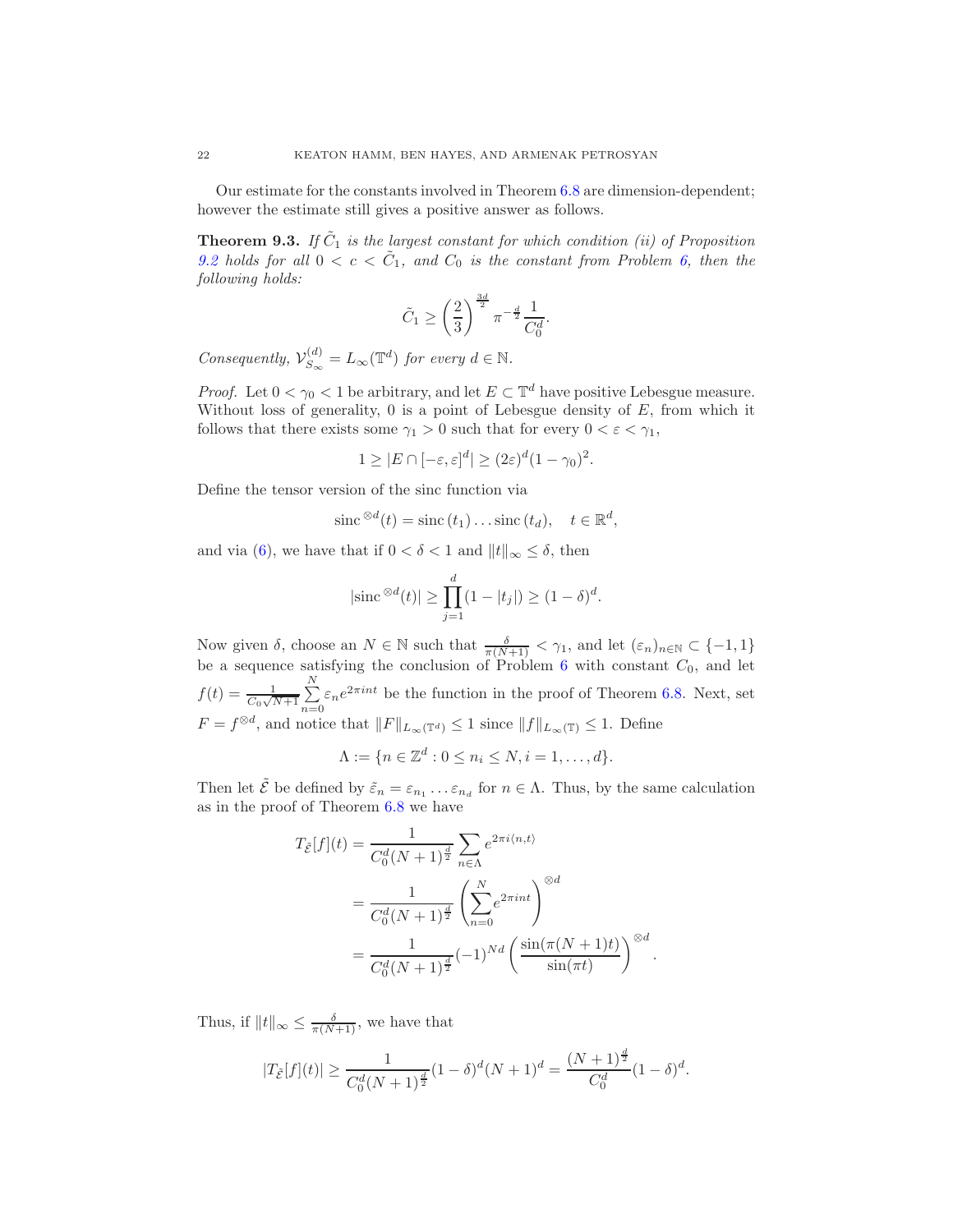Our estimate for the constants involved in Theorem 6.8 are dimension-dependent; however the estimate still gives a positive answer as follows.

**Theorem 9.3.** *If $\tilde{C}_1$ is the largest constant for which condition (ii) of Proposition 9.2 holds for all $0 < c < \tilde{C}_1$, and $C_0$ is the constant from Problem 6, then the following holds:*

$$\tilde{C}_1 \geq \left(\frac{2}{3}\right)^{\frac{3d}{2}} \pi^{-\frac{d}{2}} \frac{1}{C_0^d}.$$

*Consequently, $\mathcal{V}_{S_\infty}^{(d)} = L_\infty(\mathbb{T}^d)$ for every $d \in \mathbb{N}$.*

*Proof.* Let $0 < \gamma_0 < 1$ be arbitrary, and let $E \subset \mathbb{T}^d$ have positive Lebesgue measure. Without loss of generality, 0 is a point of Lebesgue density of $E$, from which it follows that there exists some $\gamma_1 > 0$ such that for every $0 < \varepsilon < \gamma_1$,

$$1 \geq |E \cap [-\varepsilon, \varepsilon]^d| \geq (2\varepsilon)^d (1-\gamma_0)^2.$$

Define the tensor version of the sinc function via

$$\operatorname{sinc}^{\otimes d}(t) = \operatorname{sinc}(t_1) \dots \operatorname{sinc}(t_d), \quad t \in \mathbb{R}^d,$$

and via (6), we have that if $0 < \delta < 1$ and $\|t\|_\infty \leq \delta$, then

$$|\operatorname{sinc}^{\otimes d}(t)| \geq \prod_{j=1}^{d} (1 - |t_j|) \geq (1-\delta)^d.$$

Now given $\delta$, choose an $N \in \mathbb{N}$ such that $\frac{\delta}{\pi(N+1)} < \gamma_1$, and let $(\varepsilon_n)_{n\in\mathbb{N}} \subset \{-1, 1\}$ be a sequence satisfying the conclusion of Problem 6 with constant $C_0$, and let $f(t) = \frac{1}{C_0\sqrt{N+1}} \sum_{n=0}^{N} \varepsilon_n e^{2\pi i n t}$ be the function in the proof of Theorem 6.8. Next, set $F = f^{\otimes d}$, and notice that $\|F\|_{L_\infty(\mathbb{T}^d)} \leq 1$ since $\|f\|_{L_\infty(\mathbb{T})} \leq 1$. Define

$$\Lambda := \{n \in \mathbb{Z}^d : 0 \leq n_i \leq N, i = 1, \dots, d\}.$$

Then let $\tilde{\mathcal{E}}$ be defined by $\tilde{\varepsilon}_n = \varepsilon_{n_1} \dots \varepsilon_{n_d}$ for $n \in \Lambda$. Thus, by the same calculation as in the proof of Theorem 6.8 we have

$$\begin{aligned}
T_{\tilde{\mathcal{E}}}[f](t) &= \frac{1}{C_0^d (N+1)^{\frac{d}{2}}} \sum_{n\in\Lambda} e^{2\pi i \langle n, t\rangle} \\
&= \frac{1}{C_0^d (N+1)^{\frac{d}{2}}} \left( \sum_{n=0}^{N} e^{2\pi i n t} \right)^{\otimes d} \\
&= \frac{1}{C_0^d (N+1)^{\frac{d}{2}}} (-1)^{Nd} \left( \frac{\sin(\pi(N+1)t)}{\sin(\pi t)} \right)^{\otimes d}.
\end{aligned}$$

Thus, if $\|t\|_\infty \leq \frac{\delta}{\pi(N+1)}$, we have that

$$|T_{\tilde{\mathcal{E}}}[f](t)| \geq \frac{1}{C_0^d (N+1)^{\frac{d}{2}}} (1-\delta)^d (N+1)^d = \frac{(N+1)^{\frac{d}{2}}}{C_0^d} (1-\delta)^d.$$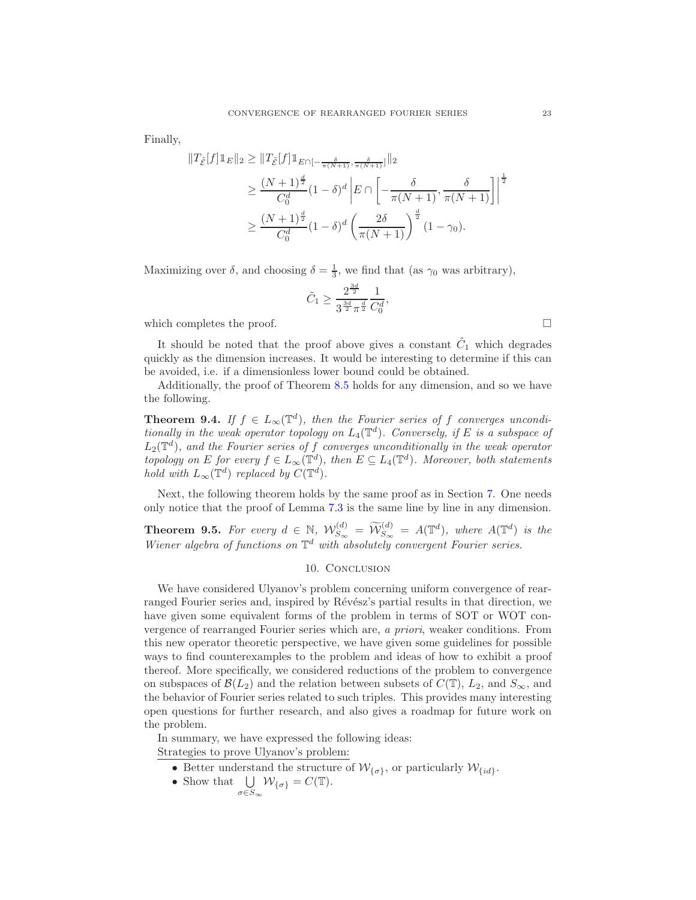Finally,

$$
\begin{aligned}
\|T_{\tilde{\mathcal{E}}}[f]\mathbb{1}_E\|_2 &\geq \|T_{\tilde{\mathcal{E}}}[f]\mathbb{1}_{E\cap[-\frac{\delta}{\pi(N+1)},\frac{\delta}{\pi(N+1)}]}\|_2 \\
&\geq \frac{(N+1)^{\frac{d}{2}}}{C_0^d}(1-\delta)^d \left| E \cap \left[-\frac{\delta}{\pi(N+1)}, \frac{\delta}{\pi(N+1)}\right]\right|^{\frac{1}{2}} \\
&\geq \frac{(N+1)^{\frac{d}{2}}}{C_0^d}(1-\delta)^d \left(\frac{2\delta}{\pi(N+1)}\right)^{\frac{d}{2}}(1-\gamma_0).
\end{aligned}
$$

Maximizing over $\delta$, and choosing $\delta = \frac{1}{3}$, we find that (as $\gamma_0$ was arbitrary),

$$
\tilde{C}_1 \geq \frac{2^{\frac{3d}{2}}}{3^{\frac{3d}{2}}\pi^{\frac{d}{2}}}\frac{1}{C_0^d},
$$

which completes the proof. $\square$

It should be noted that the proof above gives a constant $\tilde{C}_1$ which degrades quickly as the dimension increases. It would be interesting to determine if this can be avoided, i.e. if a dimensionless lower bound could be obtained.

Additionally, the proof of Theorem 8.5 holds for any dimension, and so we have the following.

**Theorem 9.4.** *If $f \in L_\infty(\mathbb{T}^d)$, then the Fourier series of $f$ converges unconditionally in the weak operator topology on $L_4(\mathbb{T}^d)$. Conversely, if $E$ is a subspace of $L_2(\mathbb{T}^d)$, and the Fourier series of $f$ converges unconditionally in the weak operator topology on $E$ for every $f \in L_\infty(\mathbb{T}^d)$, then $E \subseteq L_4(\mathbb{T}^d)$. Moreover, both statements hold with $L_\infty(\mathbb{T}^d)$ replaced by $C(\mathbb{T}^d)$.*

Next, the following theorem holds by the same proof as in Section 7. One needs only notice that the proof of Lemma 7.3 is the same line by line in any dimension.

**Theorem 9.5.** *For every $d \in \mathbb{N}$, $\mathcal{W}^{(d)}_{S_\infty} = \widetilde{\mathcal{W}}^{(d)}_{S_\infty} = A(\mathbb{T}^d)$, where $A(\mathbb{T}^d)$ is the Wiener algebra of functions on $\mathbb{T}^d$ with absolutely convergent Fourier series.*

## 10. Conclusion

We have considered Ulyanov's problem concerning uniform convergence of rearranged Fourier series and, inspired by Révész's partial results in that direction, we have given some equivalent forms of the problem in terms of SOT or WOT convergence of rearranged Fourier series which are, *a priori*, weaker conditions. From this new operator theoretic perspective, we have given some guidelines for possible ways to find counterexamples to the problem and ideas of how to exhibit a proof thereof. More specifically, we considered reductions of the problem to convergence on subspaces of $\mathcal{B}(L_2)$ and the relation between subsets of $C(\mathbb{T})$, $L_2$, and $S_\infty$, and the behavior of Fourier series related to such triples. This provides many interesting open questions for further research, and also gives a roadmap for future work on the problem.

In summary, we have expressed the following ideas:

Strategies to prove Ulyanov's problem:

- Better understand the structure of $\mathcal{W}_{\{\sigma\}}$, or particularly $\mathcal{W}_{\{id\}}$.
- Show that $\bigcup_{\sigma \in S_\infty} \mathcal{W}_{\{\sigma\}} = C(\mathbb{T})$.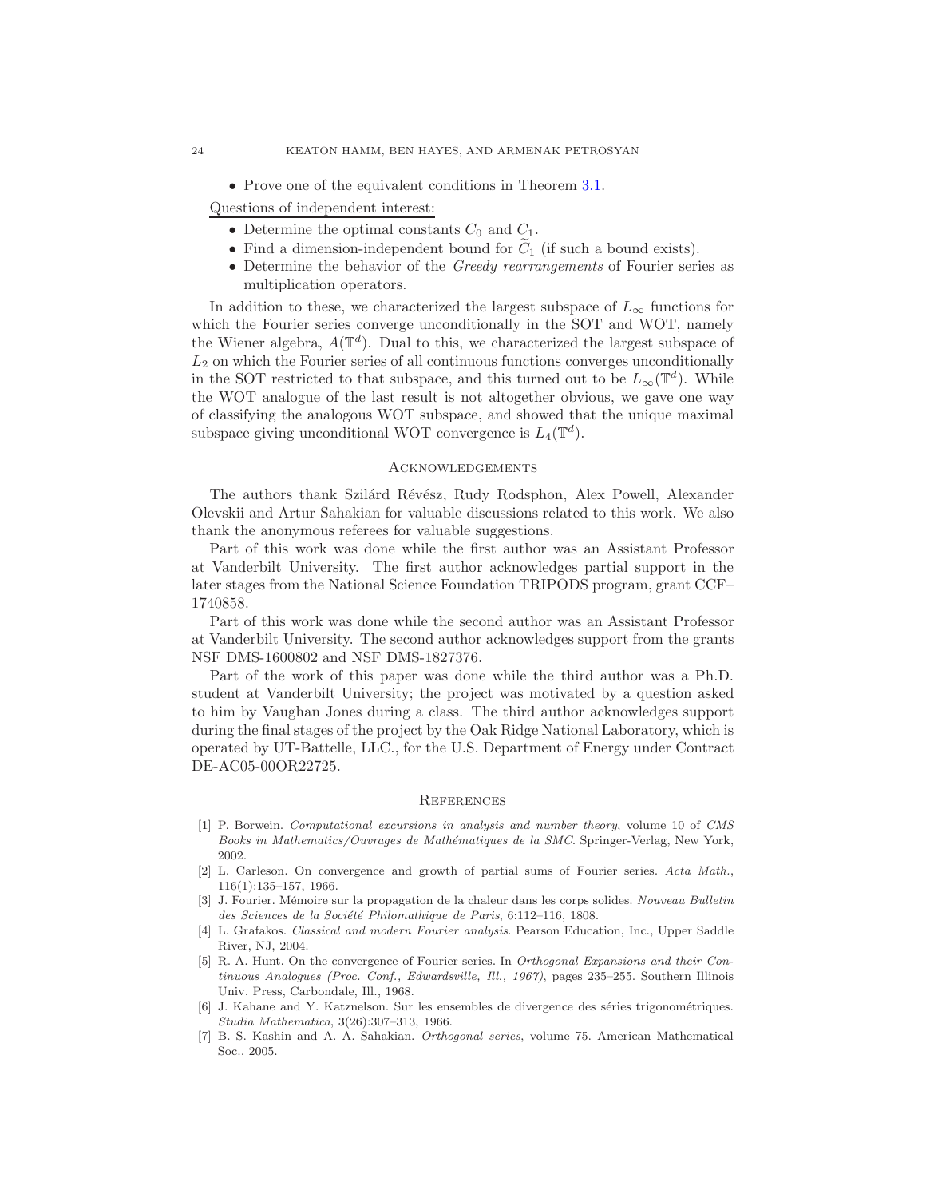- Prove one of the equivalent conditions in Theorem 3.1.

Questions of independent interest:

- Determine the optimal constants $C_0$ and $C_1$.
- Find a dimension-independent bound for $\widetilde{C}_1$ (if such a bound exists).
- Determine the behavior of the *Greedy rearrangements* of Fourier series as multiplication operators.

In addition to these, we characterized the largest subspace of $L_\infty$ functions for which the Fourier series converge unconditionally in the SOT and WOT, namely the Wiener algebra, $A(\mathbb{T}^d)$. Dual to this, we characterized the largest subspace of $L_2$ on which the Fourier series of all continuous functions converges unconditionally in the SOT restricted to that subspace, and this turned out to be $L_\infty(\mathbb{T}^d)$. While the WOT analogue of the last result is not altogether obvious, we gave one way of classifying the analogous WOT subspace, and showed that the unique maximal subspace giving unconditional WOT convergence is $L_4(\mathbb{T}^d)$.

## Acknowledgements

The authors thank Szilárd Révész, Rudy Rodsphon, Alex Powell, Alexander Olevskii and Artur Sahakian for valuable discussions related to this work. We also thank the anonymous referees for valuable suggestions.

Part of this work was done while the first author was an Assistant Professor at Vanderbilt University. The first author acknowledges partial support in the later stages from the National Science Foundation TRIPODS program, grant CCF–1740858.

Part of this work was done while the second author was an Assistant Professor at Vanderbilt University. The second author acknowledges support from the grants NSF DMS-1600802 and NSF DMS-1827376.

Part of the work of this paper was done while the third author was a Ph.D. student at Vanderbilt University; the project was motivated by a question asked to him by Vaughan Jones during a class. The third author acknowledges support during the final stages of the project by the Oak Ridge National Laboratory, which is operated by UT-Battelle, LLC., for the U.S. Department of Energy under Contract DE-AC05-00OR22725.

## References

[1] P. Borwein. *Computational excursions in analysis and number theory*, volume 10 of *CMS Books in Mathematics/Ouvrages de Mathématiques de la SMC*. Springer-Verlag, New York, 2002.

[2] L. Carleson. On convergence and growth of partial sums of Fourier series. *Acta Math.*, 116(1):135–157, 1966.

[3] J. Fourier. Mémoire sur la propagation de la chaleur dans les corps solides. *Nouveau Bulletin des Sciences de la Société Philomathique de Paris*, 6:112–116, 1808.

[4] L. Grafakos. *Classical and modern Fourier analysis*. Pearson Education, Inc., Upper Saddle River, NJ, 2004.

[5] R. A. Hunt. On the convergence of Fourier series. In *Orthogonal Expansions and their Continuous Analogues (Proc. Conf., Edwardsville, Ill., 1967)*, pages 235–255. Southern Illinois Univ. Press, Carbondale, Ill., 1968.

[6] J. Kahane and Y. Katznelson. Sur les ensembles de divergence des séries trigonométriques. *Studia Mathematica*, 3(26):307–313, 1966.

[7] B. S. Kashin and A. A. Sahakian. *Orthogonal series*, volume 75. American Mathematical Soc., 2005.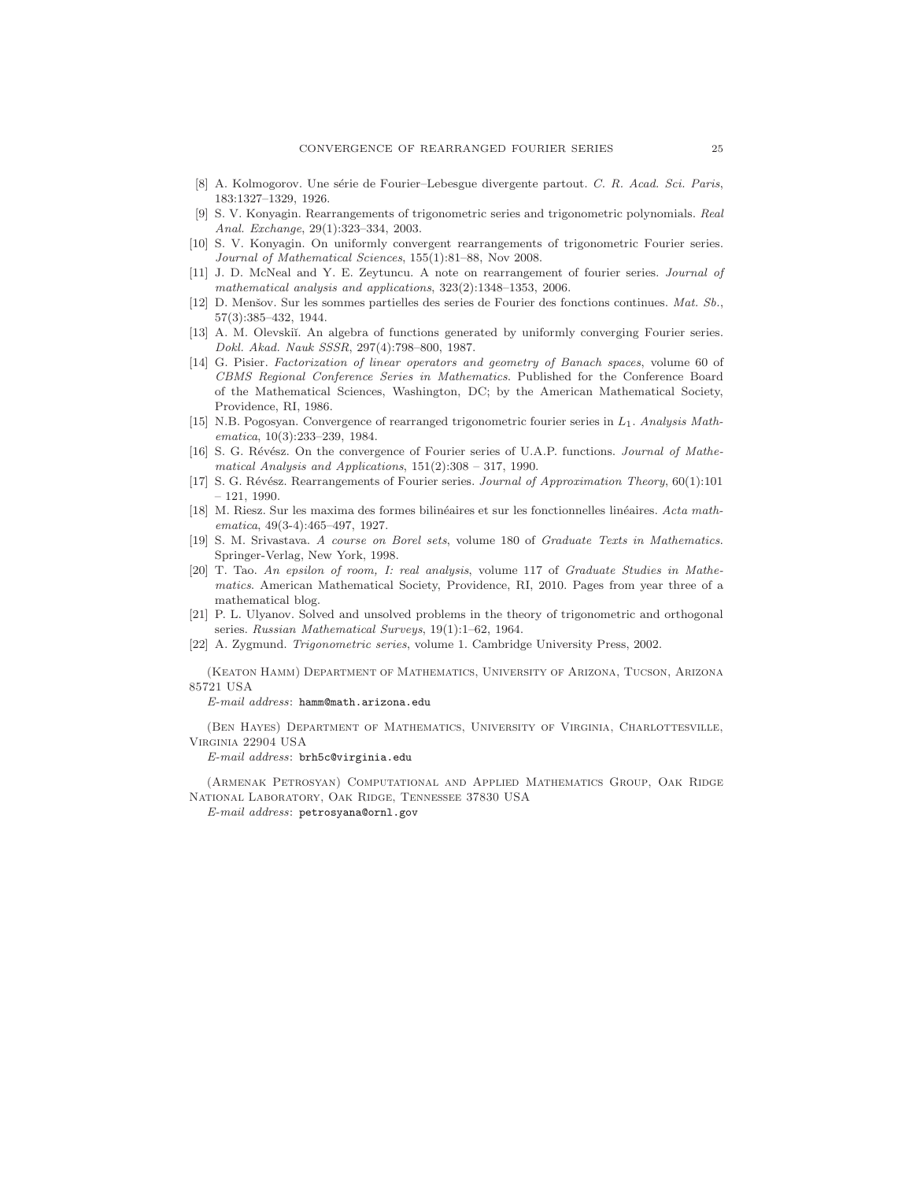[8] A. Kolmogorov. Une série de Fourier–Lebesgue divergente partout. *C. R. Acad. Sci. Paris*, 183:1327–1329, 1926.

[9] S. V. Konyagin. Rearrangements of trigonometric series and trigonometric polynomials. *Real Anal. Exchange*, 29(1):323–334, 2003.

[10] S. V. Konyagin. On uniformly convergent rearrangements of trigonometric Fourier series. *Journal of Mathematical Sciences*, 155(1):81–88, Nov 2008.

[11] J. D. McNeal and Y. E. Zeytuncu. A note on rearrangement of fourier series. *Journal of mathematical analysis and applications*, 323(2):1348–1353, 2006.

[12] D. Menšov. Sur les sommes partielles des series de Fourier des fonctions continues. *Mat. Sb.*, 57(3):385–432, 1944.

[13] A. M. Olevskiĭ. An algebra of functions generated by uniformly converging Fourier series. *Dokl. Akad. Nauk SSSR*, 297(4):798–800, 1987.

[14] G. Pisier. *Factorization of linear operators and geometry of Banach spaces*, volume 60 of *CBMS Regional Conference Series in Mathematics*. Published for the Conference Board of the Mathematical Sciences, Washington, DC; by the American Mathematical Society, Providence, RI, 1986.

[15] N.B. Pogosyan. Convergence of rearranged trigonometric fourier series in $L_1$. *Analysis Mathematica*, 10(3):233–239, 1984.

[16] S. G. Révész. On the convergence of Fourier series of U.A.P. functions. *Journal of Mathematical Analysis and Applications*, 151(2):308 – 317, 1990.

[17] S. G. Révész. Rearrangements of Fourier series. *Journal of Approximation Theory*, 60(1):101 – 121, 1990.

[18] M. Riesz. Sur les maxima des formes bilinéaires et sur les fonctionnelles linéaires. *Acta mathematica*, 49(3-4):465–497, 1927.

[19] S. M. Srivastava. *A course on Borel sets*, volume 180 of *Graduate Texts in Mathematics*. Springer-Verlag, New York, 1998.

[20] T. Tao. *An epsilon of room, I: real analysis*, volume 117 of *Graduate Studies in Mathematics*. American Mathematical Society, Providence, RI, 2010. Pages from year three of a mathematical blog.

[21] P. L. Ulyanov. Solved and unsolved problems in the theory of trigonometric and orthogonal series. *Russian Mathematical Surveys*, 19(1):1–62, 1964.

[22] A. Zygmund. *Trigonometric series*, volume 1. Cambridge University Press, 2002.

(Keaton Hamm) Department of Mathematics, University of Arizona, Tucson, Arizona 85721 USA

*E-mail address*: hamm@math.arizona.edu

(Ben Hayes) Department of Mathematics, University of Virginia, Charlottesville, Virginia 22904 USA

*E-mail address*: brh5c@virginia.edu

(Armenak Petrosyan) Computational and Applied Mathematics Group, Oak Ridge National Laboratory, Oak Ridge, Tennessee 37830 USA

*E-mail address*: petrosyana@ornl.gov